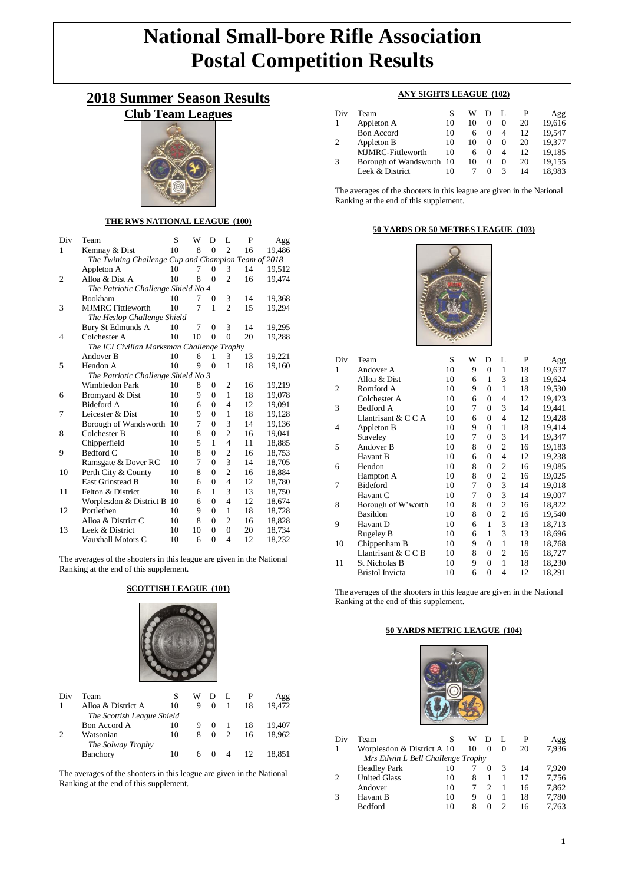# National Small-bore Rifle Association
# Postal Competition Results

## 2018 Summer Season Results

### Club Team Leagues

#### THE RWS NATIONAL LEAGUE (100)

| Div | Team | S | W | D | L | P | Agg |
|---|---|---|---|---|---|---|---|
| 1 | Kemnay & Dist | 10 | 8 | 0 | 2 | 16 | 19,486 |
| | *The Twining Challenge Cup and Champion Team of 2018* | | | | | | |
| | Appleton A | 10 | 7 | 0 | 3 | 14 | 19,512 |
| 2 | Alloa & Dist A | 10 | 8 | 0 | 2 | 16 | 19,474 |
| | *The Patriotic Challenge Shield No 4* | | | | | | |
| | Bookham | 10 | 7 | 0 | 3 | 14 | 19,368 |
| 3 | MJMRC Fittleworth | 10 | 7 | 1 | 2 | 15 | 19,294 |
| | *The Heslop Challenge Shield* | | | | | | |
| | Bury St Edmunds A | 10 | 7 | 0 | 3 | 14 | 19,295 |
| 4 | Colchester A | 10 | 10 | 0 | 0 | 20 | 19,288 |
| | *The ICI Civilian Marksman Challenge Trophy* | | | | | | |
| | Andover B | 10 | 6 | 1 | 3 | 13 | 19,221 |
| 5 | Hendon A | 10 | 9 | 0 | 1 | 18 | 19,160 |
| | *The Patriotic Challenge Shield No 3* | | | | | | |
| | Wimbledon Park | 10 | 8 | 0 | 2 | 16 | 19,219 |
| 6 | Bromyard & Dist | 10 | 9 | 0 | 1 | 18 | 19,078 |
| | Bideford A | 10 | 6 | 0 | 4 | 12 | 19,091 |
| 7 | Leicester & Dist | 10 | 9 | 0 | 1 | 18 | 19,128 |
| | Borough of Wandsworth | 10 | 7 | 0 | 3 | 14 | 19,136 |
| 8 | Colchester B | 10 | 8 | 0 | 2 | 16 | 19,041 |
| | Chipperfield | 10 | 5 | 1 | 4 | 11 | 18,885 |
| 9 | Bedford C | 10 | 8 | 0 | 2 | 16 | 18,753 |
| | Ramsgate & Dover RC | 10 | 7 | 0 | 3 | 14 | 18,705 |
| 10 | Perth City & County | 10 | 8 | 0 | 2 | 16 | 18,884 |
| | East Grinstead B | 10 | 6 | 0 | 4 | 12 | 18,780 |
| 11 | Felton & District | 10 | 6 | 1 | 3 | 13 | 18,750 |
| | Worplesdon & District B | 10 | 6 | 0 | 4 | 12 | 18,674 |
| 12 | Portlethen | 10 | 9 | 0 | 1 | 18 | 18,728 |
| | Alloa & District C | 10 | 8 | 0 | 2 | 16 | 18,828 |
| 13 | Leek & District | 10 | 10 | 0 | 0 | 20 | 18,734 |
| | Vauxhall Motors C | 10 | 6 | 0 | 4 | 12 | 18,232 |

The averages of the shooters in this league are given in the National Ranking at the end of this supplement.

#### SCOTTISH LEAGUE (101)

| Div | Team | S | W | D | L | P | Agg |
|---|---|---|---|---|---|---|---|
| 1 | Alloa & District A | 10 | 9 | 0 | 1 | 18 | 19,472 |
| | *The Scottish League Shield* | | | | | | |
| | Bon Accord A | 10 | 9 | 0 | 1 | 18 | 19,407 |
| 2 | Watsonian | 10 | 8 | 0 | 2 | 16 | 18,962 |
| | *The Solway Trophy* | | | | | | |
| | Banchory | 10 | 6 | 0 | 4 | 12 | 18,851 |

The averages of the shooters in this league are given in the National Ranking at the end of this supplement.

#### ANY SIGHTS LEAGUE (102)

| Div | Team | S | W | D | L | P | Agg |
|---|---|---|---|---|---|---|---|
| 1 | Appleton A | 10 | 10 | 0 | 0 | 20 | 19,616 |
| | Bon Accord | 10 | 6 | 0 | 4 | 12 | 19,547 |
| 2 | Appleton B | 10 | 10 | 0 | 0 | 20 | 19,377 |
| | MJMRC-Fittleworth | 10 | 6 | 0 | 4 | 12 | 19,185 |
| 3 | Borough of Wandsworth | 10 | 10 | 0 | 0 | 20 | 19,155 |
| | Leek & District | 10 | 7 | 0 | 3 | 14 | 18,983 |

The averages of the shooters in this league are given in the National Ranking at the end of this supplement.

#### 50 YARDS OR 50 METRES LEAGUE (103)

| Div | Team | S | W | D | L | P | Agg |
|---|---|---|---|---|---|---|---|
| 1 | Andover A | 10 | 9 | 0 | 1 | 18 | 19,637 |
| | Alloa & Dist | 10 | 6 | 1 | 3 | 13 | 19,624 |
| 2 | Romford A | 10 | 9 | 0 | 1 | 18 | 19,530 |
| | Colchester A | 10 | 6 | 0 | 4 | 12 | 19,423 |
| 3 | Bedford A | 10 | 7 | 0 | 3 | 14 | 19,441 |
| | Llantrisant & C C A | 10 | 6 | 0 | 4 | 12 | 19,428 |
| 4 | Appleton B | 10 | 9 | 0 | 1 | 18 | 19,414 |
| | Staveley | 10 | 7 | 0 | 3 | 14 | 19,347 |
| 5 | Andover B | 10 | 8 | 0 | 2 | 16 | 19,183 |
| | Havant B | 10 | 6 | 0 | 4 | 12 | 19,238 |
| 6 | Hendon | 10 | 8 | 0 | 2 | 16 | 19,085 |
| | Hampton A | 10 | 8 | 0 | 2 | 16 | 19,025 |
| 7 | Bideford | 10 | 7 | 0 | 3 | 14 | 19,018 |
| | Havant C | 10 | 7 | 0 | 3 | 14 | 19,007 |
| 8 | Borough of W'worth | 10 | 8 | 0 | 2 | 16 | 18,822 |
| | Basildon | 10 | 8 | 0 | 2 | 16 | 19,540 |
| 9 | Havant D | 10 | 6 | 1 | 3 | 13 | 18,713 |
| | Rugeley B | 10 | 6 | 1 | 3 | 13 | 18,696 |
| 10 | Chippenham B | 10 | 9 | 0 | 1 | 18 | 18,768 |
| | Llantrisant & C C B | 10 | 8 | 0 | 2 | 16 | 18,727 |
| 11 | St Nicholas B | 10 | 9 | 0 | 1 | 18 | 18,230 |
| | Bristol Invicta | 10 | 6 | 0 | 4 | 12 | 18,291 |

The averages of the shooters in this league are given in the National Ranking at the end of this supplement.

#### 50 YARDS METRIC LEAGUE (104)

| Div | Team | S | W | D | L | P | Agg |
|---|---|---|---|---|---|---|---|
| 1 | Worplesdon & District A | 10 | 10 | 0 | 0 | 20 | 7,936 |
| | *Mrs Edwin L Bell Challenge Trophy* | | | | | | |
| | Headley Park | 10 | 7 | 0 | 3 | 14 | 7,920 |
| 2 | United Glass | 10 | 8 | 1 | 1 | 17 | 7,756 |
| | Andover | 10 | 7 | 2 | 1 | 16 | 7,862 |
| 3 | Havant B | 10 | 9 | 0 | 1 | 18 | 7,780 |
| | Bedford | 10 | 8 | 0 | 2 | 16 | 7,763 |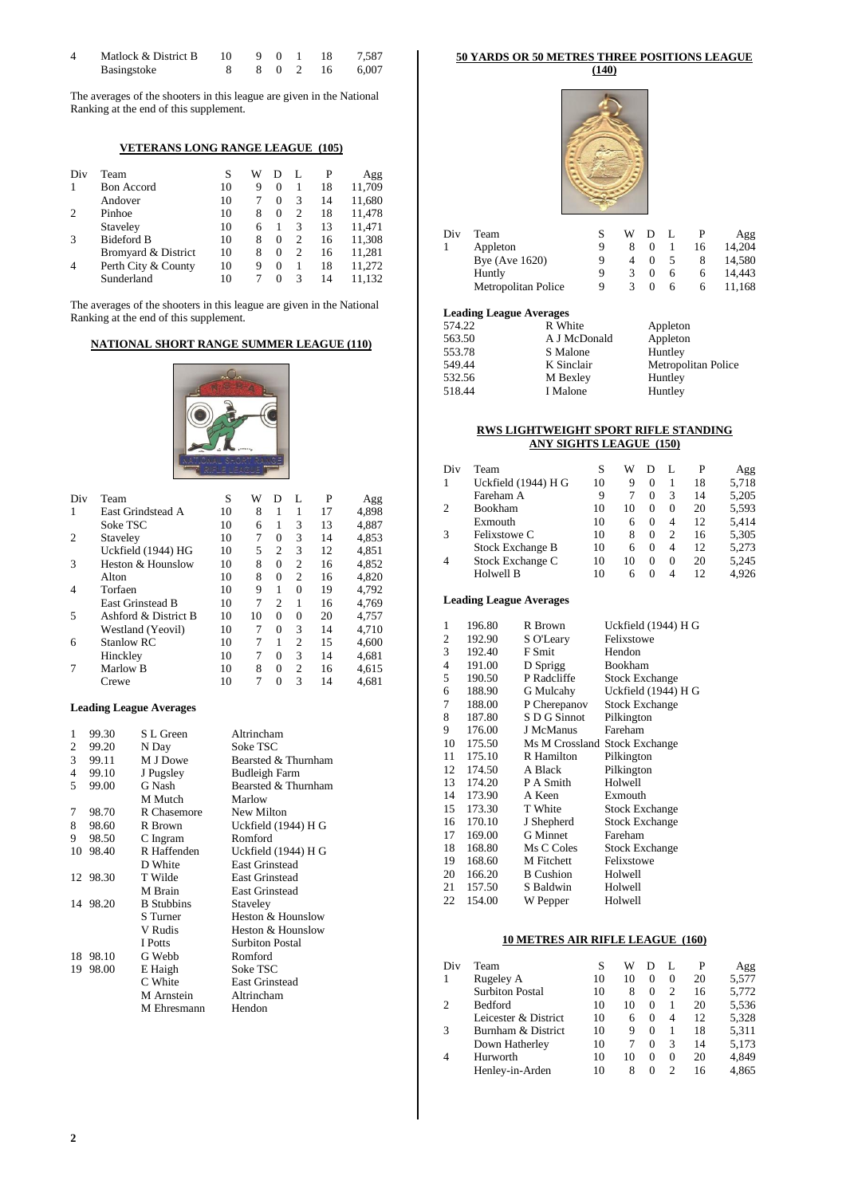| Div | Team | S | W | D | L | P | Agg |
|---|---|---|---|---|---|---|---|
| 4 | Matlock & District B | 10 | 9 | 0 | 1 | 18 | 7,587 |
| | Basingstoke | 8 | 8 | 0 | 2 | 16 | 6,007 |

The averages of the shooters in this league are given in the National Ranking at the end of this supplement.

## VETERANS LONG RANGE LEAGUE (105)

| Div | Team | S | W | D | L | P | Agg |
|---|---|---|---|---|---|---|---|
| 1 | Bon Accord | 10 | 9 | 0 | 1 | 18 | 11,709 |
| | Andover | 10 | 7 | 0 | 3 | 14 | 11,680 |
| 2 | Pinhoe | 10 | 8 | 0 | 2 | 18 | 11,478 |
| | Staveley | 10 | 6 | 1 | 3 | 13 | 11,471 |
| 3 | Bideford B | 10 | 8 | 0 | 2 | 16 | 11,308 |
| | Bromyard & District | 10 | 8 | 0 | 2 | 16 | 11,281 |
| 4 | Perth City & County | 10 | 9 | 0 | 1 | 18 | 11,272 |
| | Sunderland | 10 | 7 | 0 | 3 | 14 | 11,132 |

The averages of the shooters in this league are given in the National Ranking at the end of this supplement.

## NATIONAL SHORT RANGE SUMMER LEAGUE (110)

| Div | Team | S | W | D | L | P | Agg |
|---|---|---|---|---|---|---|---|
| 1 | East Grindstead A | 10 | 8 | 1 | 1 | 17 | 4,898 |
| | Soke TSC | 10 | 6 | 1 | 3 | 13 | 4,887 |
| 2 | Staveley | 10 | 7 | 0 | 3 | 14 | 4,853 |
| | Uckfield (1944) HG | 10 | 5 | 2 | 3 | 12 | 4,851 |
| 3 | Heston & Hounslow | 10 | 8 | 0 | 2 | 16 | 4,852 |
| | Alton | 10 | 8 | 0 | 2 | 16 | 4,820 |
| 4 | Torfaen | 10 | 9 | 1 | 0 | 19 | 4,792 |
| | East Grinstead B | 10 | 7 | 2 | 1 | 16 | 4,769 |
| 5 | Ashford & District B | 10 | 10 | 0 | 0 | 20 | 4,757 |
| | Westland (Yeovil) | 10 | 7 | 0 | 3 | 14 | 4,710 |
| 6 | Stanlow RC | 10 | 7 | 1 | 2 | 15 | 4,600 |
| | Hinckley | 10 | 7 | 0 | 3 | 14 | 4,681 |
| 7 | Marlow B | 10 | 8 | 0 | 2 | 16 | 4,615 |
| | Crewe | 10 | 7 | 0 | 3 | 14 | 4,681 |

### Leading League Averages

| | | | |
|---|---|---|---|
| 1 | 99.30 | S L Green | Altrincham |
| 2 | 99.20 | N Day | Soke TSC |
| 3 | 99.11 | M J Dowe | Bearsted & Thurnham |
| 4 | 99.10 | J Pugsley | Budleigh Farm |
| 5 | 99.00 | G Nash | Bearsted & Thurnham |
| | | M Mutch | Marlow |
| 7 | 98.70 | R Chasemore | New Milton |
| 8 | 98.60 | R Brown | Uckfield (1944) H G |
| 9 | 98.50 | C Ingram | Romford |
| 10 | 98.40 | R Haffenden | Uckfield (1944) H G |
| | | D White | East Grinstead |
| 12 | 98.30 | T Wilde | East Grinstead |
| | | M Brain | East Grinstead |
| 14 | 98.20 | B Stubbins | Staveley |
| | | S Turner | Heston & Hounslow |
| | | V Rudis | Heston & Hounslow |
| | | I Potts | Surbiton Postal |
| 18 | 98.10 | G Webb | Romford |
| 19 | 98.00 | E Haigh | Soke TSC |
| | | C White | East Grinstead |
| | | M Arnstein | Altrincham |
| | | M Ehresmann | Hendon |

## 50 YARDS OR 50 METRES THREE POSITIONS LEAGUE (140)

| Div | Team | S | W | D | L | P | Agg |
|---|---|---|---|---|---|---|---|
| 1 | Appleton | 9 | 8 | 0 | 1 | 16 | 14,204 |
| | Bye (Ave 1620) | 9 | 4 | 0 | 5 | 8 | 14,580 |
| | Huntly | 9 | 3 | 0 | 6 | 6 | 14,443 |
| | Metropolitan Police | 9 | 3 | 0 | 6 | 6 | 11,168 |

### Leading League Averages

| | | |
|---|---|---|
| 574.22 | R White | Appleton |
| 563.50 | A J McDonald | Appleton |
| 553.78 | S Malone | Huntley |
| 549.44 | K Sinclair | Metropolitan Police |
| 532.56 | M Bexley | Huntley |
| 518.44 | I Malone | Huntley |

## RWS LIGHTWEIGHT SPORT RIFLE STANDING ANY SIGHTS LEAGUE (150)

| Div | Team | S | W | D | L | P | Agg |
|---|---|---|---|---|---|---|---|
| 1 | Uckfield (1944) H G | 10 | 9 | 0 | 1 | 18 | 5,718 |
| | Fareham A | 9 | 7 | 0 | 3 | 14 | 5,205 |
| 2 | Bookham | 10 | 10 | 0 | 0 | 20 | 5,593 |
| | Exmouth | 10 | 6 | 0 | 4 | 12 | 5,414 |
| 3 | Felixstowe C | 10 | 8 | 0 | 2 | 16 | 5,305 |
| | Stock Exchange B | 10 | 6 | 0 | 4 | 12 | 5,273 |
| 4 | Stock Exchange C | 10 | 10 | 0 | 0 | 20 | 5,245 |
| | Holwell B | 10 | 6 | 0 | 4 | 12 | 4,926 |

### Leading League Averages

| | | | |
|---|---|---|---|
| 1 | 196.80 | R Brown | Uckfield (1944) H G |
| 2 | 192.90 | S O'Leary | Felixstowe |
| 3 | 192.40 | F Smit | Hendon |
| 4 | 191.00 | D Sprigg | Bookham |
| 5 | 190.50 | P Radcliffe | Stock Exchange |
| 6 | 188.90 | G Mulcahy | Uckfield (1944) H G |
| 7 | 188.00 | P Cherepanov | Stock Exchange |
| 8 | 187.80 | S D G Sinnot | Pilkington |
| 9 | 176.00 | J McManus | Fareham |
| 10 | 175.50 | Ms M Crossland | Stock Exchange |
| 11 | 175.10 | R Hamilton | Pilkington |
| 12 | 174.50 | A Black | Pilkington |
| 13 | 174.20 | P A Smith | Holwell |
| 14 | 173.90 | A Keen | Exmouth |
| 15 | 173.30 | T White | Stock Exchange |
| 16 | 170.10 | J Shepherd | Stock Exchange |
| 17 | 169.00 | G Minnet | Fareham |
| 18 | 168.80 | Ms C Coles | Stock Exchange |
| 19 | 168.60 | M Fitchett | Felixstowe |
| 20 | 166.20 | B Cushion | Holwell |
| 21 | 157.50 | S Baldwin | Holwell |
| 22 | 154.00 | W Pepper | Holwell |

## 10 METRES AIR RIFLE LEAGUE (160)

| Div | Team | S | W | D | L | P | Agg |
|---|---|---|---|---|---|---|---|
| 1 | Rugeley A | 10 | 10 | 0 | 0 | 20 | 5,577 |
| | Surbiton Postal | 10 | 8 | 0 | 2 | 16 | 5,772 |
| 2 | Bedford | 10 | 10 | 0 | 1 | 20 | 5,536 |
| | Leicester & District | 10 | 6 | 0 | 4 | 12 | 5,328 |
| 3 | Burnham & District | 10 | 9 | 0 | 1 | 18 | 5,311 |
| | Down Hatherley | 10 | 7 | 0 | 3 | 14 | 5,173 |
| 4 | Hurworth | 10 | 10 | 0 | 0 | 20 | 4,849 |
| | Henley-in-Arden | 10 | 8 | 0 | 2 | 16 | 4,865 |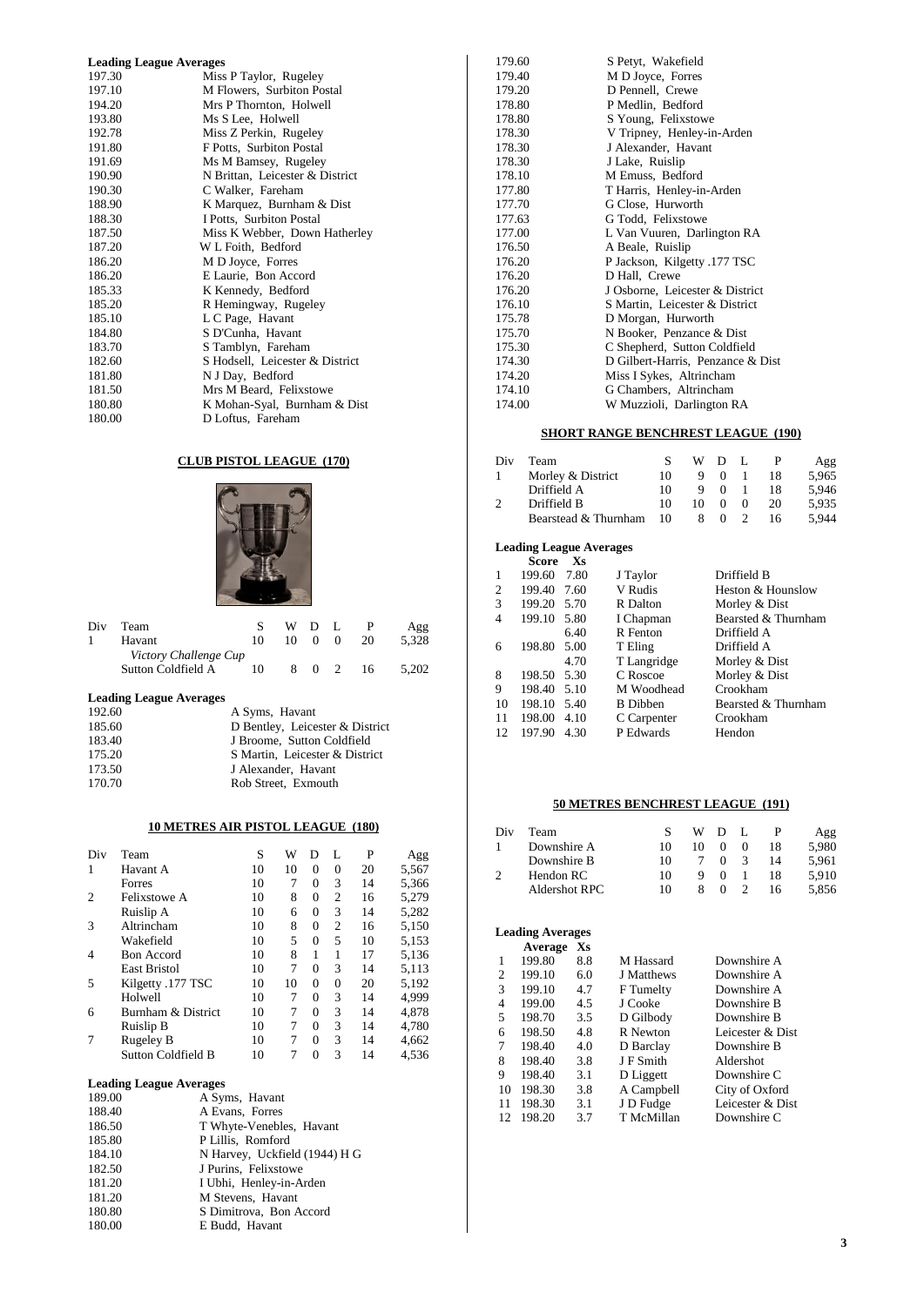**Leading League Averages**

| | |
|---|---|
| 197.30 | Miss P Taylor, Rugeley |
| 197.10 | M Flowers, Surbiton Postal |
| 194.20 | Mrs P Thornton, Holwell |
| 193.80 | Ms S Lee, Holwell |
| 192.78 | Miss Z Perkin, Rugeley |
| 191.80 | F Potts, Surbiton Postal |
| 191.69 | Ms M Bamsey, Rugeley |
| 190.90 | N Brittan, Leicester & District |
| 190.30 | C Walker, Fareham |
| 188.90 | K Marquez, Burnham & Dist |
| 188.30 | I Potts, Surbiton Postal |
| 187.50 | Miss K Webber, Down Hatherley |
| 187.20 | W L Foith, Bedford |
| 186.20 | M D Joyce, Forres |
| 186.20 | E Laurie, Bon Accord |
| 185.33 | K Kennedy, Bedford |
| 185.20 | R Hemingway, Rugeley |
| 185.10 | L C Page, Havant |
| 184.80 | S D'Cunha, Havant |
| 183.70 | S Tamblyn, Fareham |
| 182.60 | S Hodsell, Leicester & District |
| 181.80 | N J Day, Bedford |
| 181.50 | Mrs M Beard, Felixstowe |
| 180.80 | K Mohan-Syal, Burnham & Dist |
| 180.00 | D Loftus, Fareham |

## CLUB PISTOL LEAGUE (170)

| Div | Team | S | W | D | L | P | Agg |
|---|---|---|---|---|---|---|---|
| 1 | Havant | 10 | 10 | 0 | 0 | 20 | 5,328 |
| | *Victory Challenge Cup* | | | | | | |
| | Sutton Coldfield A | 10 | 8 | 0 | 2 | 16 | 5,202 |

**Leading League Averages**

| | |
|---|---|
| 192.60 | A Syms, Havant |
| 185.60 | D Bentley, Leicester & District |
| 183.40 | J Broome, Sutton Coldfield |
| 175.20 | S Martin, Leicester & District |
| 173.50 | J Alexander, Havant |
| 170.70 | Rob Street, Exmouth |

## 10 METRES AIR PISTOL LEAGUE (180)

| Div | Team | S | W | D | L | P | Agg |
|---|---|---|---|---|---|---|---|
| 1 | Havant A | 10 | 10 | 0 | 0 | 20 | 5,567 |
| | Forres | 10 | 7 | 0 | 3 | 14 | 5,366 |
| 2 | Felixstowe A | 10 | 8 | 0 | 2 | 16 | 5,279 |
| | Ruislip A | 10 | 6 | 0 | 3 | 14 | 5,282 |
| 3 | Altrincham | 10 | 8 | 0 | 2 | 16 | 5,150 |
| | Wakefield | 10 | 5 | 0 | 5 | 10 | 5,153 |
| 4 | Bon Accord | 10 | 8 | 1 | 1 | 17 | 5,136 |
| | East Bristol | 10 | 7 | 0 | 3 | 14 | 5,113 |
| 5 | Kilgetty .177 TSC | 10 | 10 | 0 | 0 | 20 | 5,192 |
| | Holwell | 10 | 7 | 0 | 3 | 14 | 4,999 |
| 6 | Burnham & District | 10 | 7 | 0 | 3 | 14 | 4,878 |
| | Ruislip B | 10 | 7 | 0 | 3 | 14 | 4,780 |
| 7 | Rugeley B | 10 | 7 | 0 | 3 | 14 | 4,662 |
| | Sutton Coldfield B | 10 | 7 | 0 | 3 | 14 | 4,536 |

**Leading League Averages**

| | |
|---|---|
| 189.00 | A Syms, Havant |
| 188.40 | A Evans, Forres |
| 186.50 | T Whyte-Venebles, Havant |
| 185.80 | P Lillis, Romford |
| 184.10 | N Harvey, Uckfield (1944) H G |
| 182.50 | J Purins, Felixstowe |
| 181.20 | I Ubhi, Henley-in-Arden |
| 181.20 | M Stevens, Havant |
| 180.80 | S Dimitrova, Bon Accord |
| 180.00 | E Budd, Havant |
| 179.60 | S Petyt, Wakefield |
| 179.40 | M D Joyce, Forres |
| 179.20 | D Pennell, Crewe |
| 178.80 | P Medlin, Bedford |
| 178.80 | S Young, Felixstowe |
| 178.30 | V Tripney, Henley-in-Arden |
| 178.30 | J Alexander, Havant |
| 178.30 | J Lake, Ruislip |
| 178.10 | M Emuss, Bedford |
| 177.80 | T Harris, Henley-in-Arden |
| 177.70 | G Close, Hurworth |
| 177.63 | G Todd, Felixstowe |
| 177.00 | L Van Vuuren, Darlington RA |
| 176.50 | A Beale, Ruislip |
| 176.20 | P Jackson, Kilgetty .177 TSC |
| 176.20 | D Hall, Crewe |
| 176.20 | J Osborne, Leicester & District |
| 176.10 | S Martin, Leicester & District |
| 175.78 | D Morgan, Hurworth |
| 175.70 | N Booker, Penzance & Dist |
| 175.30 | C Shepherd, Sutton Coldfield |
| 174.30 | D Gilbert-Harris, Penzance & Dist |
| 174.20 | Miss I Sykes, Altrincham |
| 174.10 | G Chambers, Altrincham |
| 174.00 | W Muzzioli, Darlington RA |

## SHORT RANGE BENCHREST LEAGUE (190)

| Div | Team | S | W | D | L | P | Agg |
|---|---|---|---|---|---|---|---|
| 1 | Morley & District | 10 | 9 | 0 | 1 | 18 | 5,965 |
| | Driffield A | 10 | 9 | 0 | 1 | 18 | 5,946 |
| 2 | Driffield B | 10 | 10 | 0 | 0 | 20 | 5,935 |
| | Bearstead & Thurnham | 10 | 8 | 0 | 2 | 16 | 5,944 |

**Leading League Averages**

| | Score | Xs | | |
|---|---|---|---|---|
| 1 | 199.60 | 7.80 | J Taylor | Driffield B |
| 2 | 199.40 | 7.60 | V Rudis | Heston & Hounslow |
| 3 | 199.20 | 5.70 | R Dalton | Morley & Dist |
| 4 | 199.10 | 5.80 | I Chapman | Bearsted & Thurnham |
| | | 6.40 | R Fenton | Driffield A |
| 6 | 198.80 | 5.00 | T Eling | Driffield A |
| | | 4.70 | T Langridge | Morley & Dist |
| 8 | 198.50 | 5.30 | C Roscoe | Morley & Dist |
| 9 | 198.40 | 5.10 | M Woodhead | Crookham |
| 10 | 198.10 | 5.40 | B Dibben | Bearsted & Thurnham |
| 11 | 198.00 | 4.10 | C Carpenter | Crookham |
| 12 | 197.90 | 4.30 | P Edwards | Hendon |

## 50 METRES BENCHREST LEAGUE (191)

| Div | Team | S | W | D | L | P | Agg |
|---|---|---|---|---|---|---|---|
| 1 | Downshire A | 10 | 10 | 0 | 0 | 18 | 5,980 |
| | Downshire B | 10 | 7 | 0 | 3 | 14 | 5,961 |
| 2 | Hendon RC | 10 | 9 | 0 | 1 | 18 | 5,910 |
| | Aldershot RPC | 10 | 8 | 0 | 2 | 16 | 5,856 |

**Leading Averages**

| | Average | Xs | | |
|---|---|---|---|---|
| 1 | 199.80 | 8.8 | M Hassard | Downshire A |
| 2 | 199.10 | 6.0 | J Matthews | Downshire A |
| 3 | 199.10 | 4.7 | F Tumelty | Downshire A |
| 4 | 199.00 | 4.5 | J Cooke | Downshire B |
| 5 | 198.70 | 3.5 | D Gilbody | Downshire B |
| 6 | 198.50 | 4.8 | R Newton | Leicester & Dist |
| 7 | 198.40 | 4.0 | D Barclay | Downshire B |
| 8 | 198.40 | 3.8 | J F Smith | Aldershot |
| 9 | 198.40 | 3.1 | D Liggett | Downshire C |
| 10 | 198.30 | 3.8 | A Campbell | City of Oxford |
| 11 | 198.30 | 3.1 | J D Fudge | Leicester & Dist |
| 12 | 198.20 | 3.7 | T McMillan | Downshire C |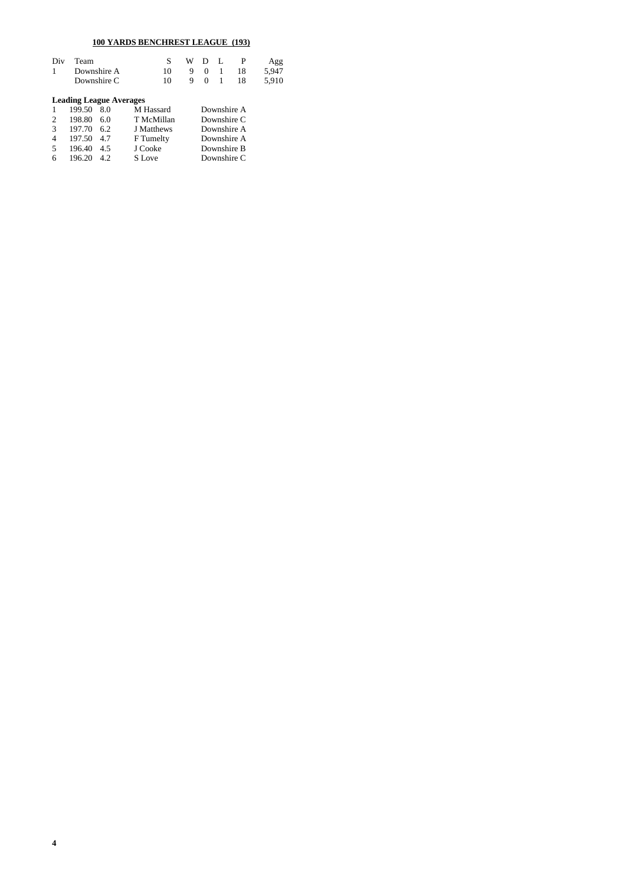**100 YARDS BENCHREST LEAGUE (193)**

| Div | Team | S | W | D | L | P | Agg |
|---|---|---|---|---|---|---|---|
| 1 | Downshire A | 10 | 9 | 0 | 1 | 18 | 5,947 |
| | Downshire C | 10 | 9 | 0 | 1 | 18 | 5,910 |

**Leading League Averages**

| | | | | |
|---|---|---|---|---|
| 1 | 199.50 | 8.0 | M Hassard | Downshire A |
| 2 | 198.80 | 6.0 | T McMillan | Downshire C |
| 3 | 197.70 | 6.2 | J Matthews | Downshire A |
| 4 | 197.50 | 4.7 | F Tumelty | Downshire A |
| 5 | 196.40 | 4.5 | J Cooke | Downshire B |
| 6 | 196.20 | 4.2 | S Love | Downshire C |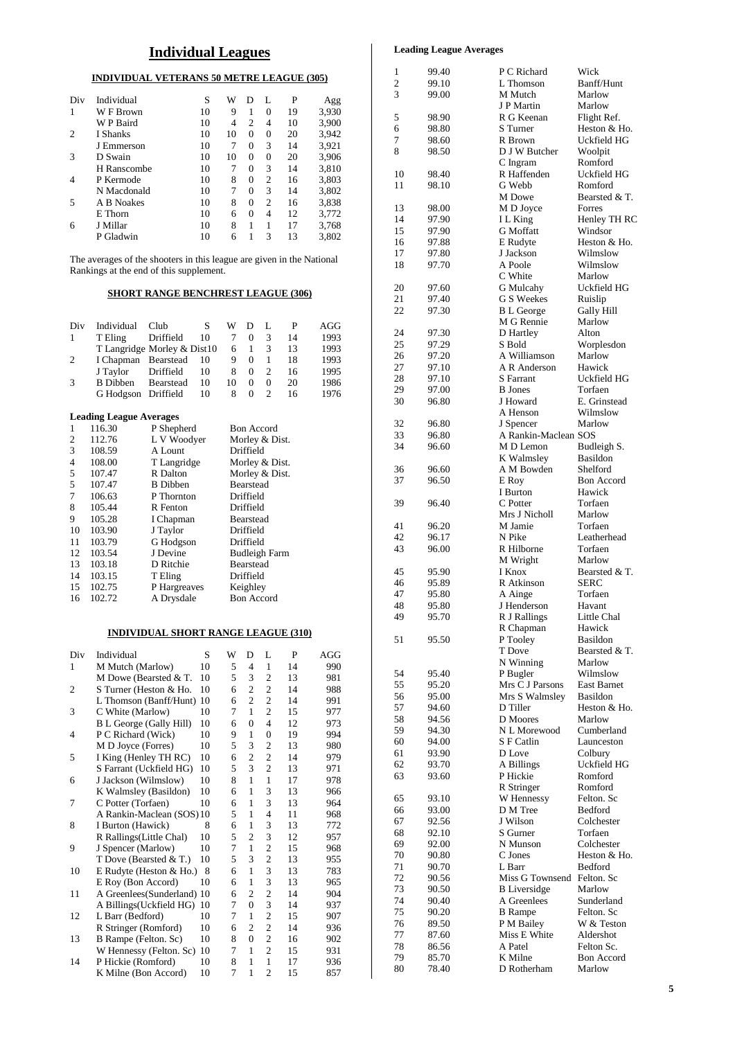# Individual Leagues

## INDIVIDUAL VETERANS 50 METRE LEAGUE (305)

| Div | Individual | S | W | D | L | P | Agg |
|---|---|---|---|---|---|---|---|
| 1 | W F Brown | 10 | 9 | 1 | 0 | 19 | 3,930 |
| | W P Baird | 10 | 4 | 2 | 4 | 10 | 3,900 |
| 2 | I Shanks | 10 | 10 | 0 | 0 | 20 | 3,942 |
| | J Emmerson | 10 | 7 | 0 | 3 | 14 | 3,921 |
| 3 | D Swain | 10 | 10 | 0 | 0 | 20 | 3,906 |
| | H Ranscombe | 10 | 7 | 0 | 3 | 14 | 3,810 |
| 4 | P Kermode | 10 | 8 | 0 | 2 | 16 | 3,803 |
| | N Macdonald | 10 | 7 | 0 | 3 | 14 | 3,802 |
| 5 | A B Noakes | 10 | 8 | 0 | 2 | 16 | 3,838 |
| | E Thorn | 10 | 6 | 0 | 4 | 12 | 3,772 |
| 6 | J Millar | 10 | 8 | 1 | 1 | 17 | 3,768 |
| | P Gladwin | 10 | 6 | 1 | 3 | 13 | 3,802 |

The averages of the shooters in this league are given in the National Rankings at the end of this supplement.

## SHORT RANGE BENCHREST LEAGUE (306)

| Div | Individual | Club | S | W | D | L | P | AGG |
|---|---|---|---|---|---|---|---|---|
| 1 | T Eling | Driffield | 10 | 7 | 0 | 3 | 14 | 1993 |
| | T Langridge | Morley & Dist | 10 | 6 | 1 | 3 | 13 | 1993 |
| 2 | I Chapman | Bearstead | 10 | 9 | 0 | 1 | 18 | 1993 |
| | J Taylor | Driffield | 10 | 8 | 0 | 2 | 16 | 1995 |
| 3 | B Dibben | Bearstead | 10 | 10 | 0 | 0 | 20 | 1986 |
| | G Hodgson | Driffield | 10 | 8 | 0 | 2 | 16 | 1976 |

**Leading League Averages**

| | | | |
|---|---|---|---|
| 1 | 116.30 | P Shepherd | Bon Accord |
| 2 | 112.76 | L V Woodyer | Morley & Dist. |
| 3 | 108.59 | A Lount | Driffield |
| 4 | 108.00 | T Langridge | Morley & Dist. |
| 5 | 107.47 | R Dalton | Morley & Dist. |
| 5 | 107.47 | B Dibben | Bearstead |
| 7 | 106.63 | P Thornton | Driffield |
| 8 | 105.44 | R Fenton | Driffield |
| 9 | 105.28 | I Chapman | Bearstead |
| 10 | 103.90 | J Taylor | Driffield |
| 11 | 103.79 | G Hodgson | Driffield |
| 12 | 103.54 | J Devine | Budleigh Farm |
| 13 | 103.18 | D Ritchie | Bearstead |
| 14 | 103.15 | T Eling | Driffield |
| 15 | 102.75 | P Hargreaves | Keighley |
| 16 | 102.72 | A Drysdale | Bon Accord |

## INDIVIDUAL SHORT RANGE LEAGUE (310)

| Div | Individual | S | W | D | L | P | AGG |
|---|---|---|---|---|---|---|---|
| 1 | M Mutch (Marlow) | 10 | 5 | 4 | 1 | 14 | 990 |
| | M Dowe (Bearsted & T. | 10 | 5 | 3 | 2 | 13 | 981 |
| 2 | S Turner (Heston & Ho. | 10 | 6 | 2 | 2 | 14 | 988 |
| | L Thomson (Banff/Hunt) | 10 | 6 | 2 | 2 | 14 | 991 |
| 3 | C White (Marlow) | 10 | 7 | 1 | 2 | 15 | 977 |
| | B L George (Gally Hill) | 10 | 6 | 0 | 4 | 12 | 973 |
| 4 | P C Richard (Wick) | 10 | 9 | 1 | 0 | 19 | 994 |
| | M D Joyce (Forres) | 10 | 5 | 3 | 2 | 13 | 980 |
| 5 | I King (Henley TH RC) | 10 | 6 | 2 | 2 | 14 | 979 |
| | S Farrant (Uckfield HG) | 10 | 5 | 3 | 2 | 13 | 971 |
| 6 | J Jackson (Wilmslow) | 10 | 8 | 1 | 1 | 17 | 978 |
| | K Walmsley (Basildon) | 10 | 6 | 1 | 3 | 13 | 966 |
| 7 | C Potter (Torfaen) | 10 | 6 | 1 | 3 | 13 | 964 |
| | A Rankin-Maclean (SOS) | 10 | 5 | 1 | 4 | 11 | 968 |
| 8 | I Burton (Hawick) | 8 | 6 | 1 | 3 | 13 | 772 |
| | R Rallings(Little Chal) | 10 | 5 | 2 | 3 | 12 | 957 |
| 9 | J Spencer (Marlow) | 10 | 7 | 1 | 2 | 15 | 968 |
| | T Dove (Bearsted & T.) | 10 | 5 | 3 | 2 | 13 | 955 |
| 10 | E Rudyte (Heston & Ho.) | 8 | 6 | 1 | 3 | 13 | 783 |
| | E Roy (Bon Accord) | 10 | 6 | 1 | 3 | 13 | 965 |
| 11 | A Greenlees(Sunderland) | 10 | 6 | 2 | 2 | 14 | 904 |
| | A Billings(Uckfield HG) | 10 | 7 | 0 | 3 | 14 | 937 |
| 12 | L Barr (Bedford) | 10 | 7 | 1 | 2 | 15 | 907 |
| | R Stringer (Romford) | 10 | 6 | 2 | 2 | 14 | 936 |
| 13 | B Rampe (Felton. Sc) | 10 | 8 | 0 | 2 | 16 | 902 |
| | W Hennessy (Felton. Sc) | 10 | 7 | 1 | 2 | 15 | 931 |
| 14 | P Hickie (Romford) | 10 | 8 | 1 | 1 | 17 | 936 |
| | K Milne (Bon Accord) | 10 | 7 | 1 | 2 | 15 | 857 |

**Leading League Averages**

| | | | |
|---|---|---|---|
| 1 | 99.40 | P C Richard | Wick |
| 2 | 99.10 | L Thomson | Banff/Hunt |
| 3 | 99.00 | M Mutch | Marlow |
| | | J P Martin | Marlow |
| 5 | 98.90 | R G Keenan | Flight Ref. |
| 6 | 98.80 | S Turner | Heston & Ho. |
| 7 | 98.60 | R Brown | Uckfield HG |
| 8 | 98.50 | D J W Butcher | Woolpit |
| | | C Ingram | Romford |
| 10 | 98.40 | R Haffenden | Uckfield HG |
| 11 | 98.10 | G Webb | Romford |
| | | M Dowe | Bearsted & T. |
| 13 | 98.00 | M D Joyce | Forres |
| 14 | 97.90 | I L King | Henley TH RC |
| 15 | 97.90 | G Moffatt | Windsor |
| 16 | 97.88 | E Rudyte | Heston & Ho. |
| 17 | 97.80 | J Jackson | Wilmslow |
| 18 | 97.70 | A Poole | Wilmslow |
| | | C White | Marlow |
| 20 | 97.60 | G Mulcahy | Uckfield HG |
| 21 | 97.40 | G S Weekes | Ruislip |
| 22 | 97.30 | B L George | Gally Hill |
| | | M G Rennie | Marlow |
| 24 | 97.30 | D Hartley | Alton |
| 25 | 97.29 | S Bold | Worplesdon |
| 26 | 97.20 | A Williamson | Marlow |
| 27 | 97.10 | A R Anderson | Hawick |
| 28 | 97.10 | S Farrant | Uckfield HG |
| 29 | 97.00 | B Jones | Torfaen |
| 30 | 96.80 | J Howard | E. Grinstead |
| | | A Henson | Wilmslow |
| 32 | 96.80 | J Spencer | Marlow |
| 33 | 96.80 | A Rankin-Maclean | SOS |
| 34 | 96.60 | M D Lemon | Budleigh S. |
| | | K Walmsley | Basildon |
| 36 | 96.60 | A M Bowden | Shelford |
| 37 | 96.50 | E Roy | Bon Accord |
| | | I Burton | Hawick |
| 39 | 96.40 | C Potter | Torfaen |
| | | Mrs J Nicholl | Marlow |
| 41 | 96.20 | M Jamie | Torfaen |
| 42 | 96.17 | N Pike | Leatherhead |
| 43 | 96.00 | R Hilborne | Torfaen |
| | | M Wright | Marlow |
| 45 | 95.90 | I Knox | Bearsted & T. |
| 46 | 95.89 | R Atkinson | SERC |
| 47 | 95.80 | A Ainge | Torfaen |
| 48 | 95.80 | J Henderson | Havant |
| 49 | 95.70 | R J Rallings | Little Chal |
| | | R Chapman | Hawick |
| 51 | 95.50 | P Tooley | Basildon |
| | | T Dove | Bearsted & T. |
| | | N Winning | Marlow |
| 54 | 95.40 | P Bugler | Wilmslow |
| 55 | 95.20 | Mrs C J Parsons | East Barnet |
| 56 | 95.00 | Mrs S Walmsley | Basildon |
| 57 | 94.60 | D Tiller | Heston & Ho. |
| 58 | 94.56 | D Moores | Marlow |
| 59 | 94.30 | N L Morewood | Cumberland |
| 60 | 94.00 | S F Catlin | Launceston |
| 61 | 93.90 | D Love | Colbury |
| 62 | 93.70 | A Billings | Uckfield HG |
| 63 | 93.60 | P Hickie | Romford |
| | | R Stringer | Romford |
| 65 | 93.10 | W Hennessy | Felton. Sc |
| 66 | 93.00 | D M Tree | Bedford |
| 67 | 92.56 | J Wilson | Colchester |
| 68 | 92.10 | S Gurner | Torfaen |
| 69 | 92.00 | N Munson | Colchester |
| 70 | 90.80 | C Jones | Heston & Ho. |
| 71 | 90.70 | L Barr | Bedford |
| 72 | 90.56 | Miss G Townsend | Felton. Sc |
| 73 | 90.50 | B Liversidge | Marlow |
| 74 | 90.40 | A Greenlees | Sunderland |
| 75 | 90.20 | B Rampe | Felton. Sc |
| 76 | 89.50 | P M Bailey | W & Teston |
| 77 | 87.60 | Miss E White | Aldershot |
| 78 | 86.56 | A Patel | Felton Sc. |
| 79 | 85.70 | K Milne | Bon Accord |
| 80 | 78.40 | D Rotherham | Marlow |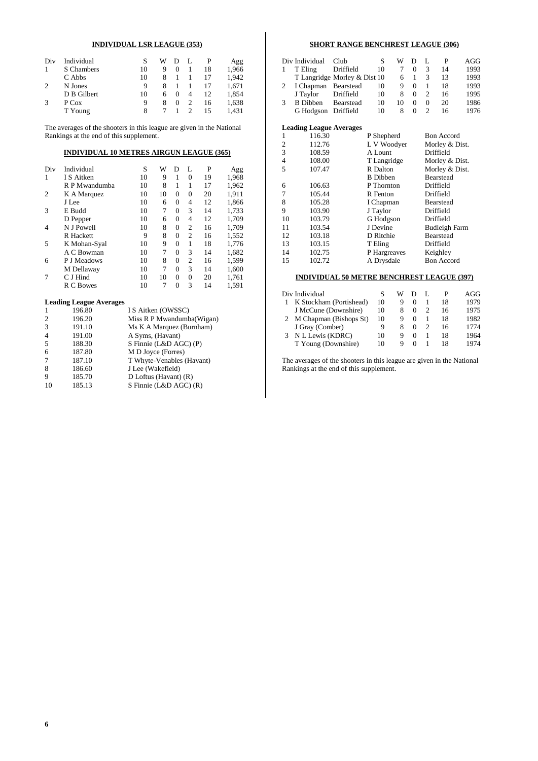## INDIVIDUAL LSR LEAGUE (353)

| Div | Individual | S | W | D | L | P | Agg |
|---|---|---|---|---|---|---|---|
| 1 | S Chambers | 10 | 9 | 0 | 1 | 18 | 1,966 |
| | C Abbs | 10 | 8 | 1 | 1 | 17 | 1,942 |
| 2 | N Jones | 9 | 8 | 1 | 1 | 17 | 1,671 |
| | D B Gilbert | 10 | 6 | 0 | 4 | 12 | 1,854 |
| 3 | P Cox | 9 | 8 | 0 | 2 | 16 | 1,638 |
| | T Young | 8 | 7 | 1 | 2 | 15 | 1,431 |

The averages of the shooters in this league are given in the National Rankings at the end of this supplement.

## INDIVIDUAL 10 METRES AIRGUN LEAGUE (365)

| Div | Individual | S | W | D | L | P | Agg |
|---|---|---|---|---|---|---|---|
| 1 | I S Aitken | 10 | 9 | 1 | 0 | 19 | 1,968 |
| | R P Mwandumba | 10 | 8 | 1 | 1 | 17 | 1,962 |
| 2 | K A Marquez | 10 | 10 | 0 | 0 | 20 | 1,911 |
| | J Lee | 10 | 6 | 0 | 4 | 12 | 1,866 |
| 3 | E Budd | 10 | 7 | 0 | 3 | 14 | 1,733 |
| | D Pepper | 10 | 6 | 0 | 4 | 12 | 1,709 |
| 4 | N J Powell | 10 | 8 | 0 | 2 | 16 | 1,709 |
| | R Hackett | 9 | 8 | 0 | 2 | 16 | 1,552 |
| 5 | K Mohan-Syal | 10 | 9 | 0 | 1 | 18 | 1,776 |
| | A C Bowman | 10 | 7 | 0 | 3 | 14 | 1,682 |
| 6 | P J Meadows | 10 | 8 | 0 | 2 | 16 | 1,599 |
| | M Dellaway | 10 | 7 | 0 | 3 | 14 | 1,600 |
| 7 | C J Hind | 10 | 10 | 0 | 0 | 20 | 1,761 |
| | R C Bowes | 10 | 7 | 0 | 3 | 14 | 1,591 |

### Leading League Averages

| | | |
|---|---|---|
| 1 | 196.80 | I S Aitken (OWSSC) |
| 2 | 196.20 | Miss R P Mwandumba(Wigan) |
| 3 | 191.10 | Ms K A Marquez (Burnham) |
| 4 | 191.00 | A Syms, (Havant) |
| 5 | 188.30 | S Finnie (L&D AGC) (P) |
| 6 | 187.80 | M D Joyce (Forres) |
| 7 | 187.10 | T Whyte-Venables (Havant) |
| 8 | 186.60 | J Lee (Wakefield) |
| 9 | 185.70 | D Loftus (Havant) (R) |
| 10 | 185.13 | S Finnie (L&D AGC) (R) |

## SHORT RANGE BENCHREST LEAGUE (306)

| Div | Individual | Club | S | W | D | L | P | AGG |
|---|---|---|---|---|---|---|---|---|
| 1 | T Eling | Driffield | 10 | 7 | 0 | 3 | 14 | 1993 |
| | T Langridge | Morley & Dist | 10 | 6 | 1 | 3 | 13 | 1993 |
| 2 | I Chapman | Bearstead | 10 | 9 | 0 | 1 | 18 | 1993 |
| | J Taylor | Driffield | 10 | 8 | 0 | 2 | 16 | 1995 |
| 3 | B Dibben | Bearstead | 10 | 10 | 0 | 0 | 20 | 1986 |
| | G Hodgson | Driffield | 10 | 8 | 0 | 2 | 16 | 1976 |

### Leading League Averages

| | | | |
|---|---|---|---|
| 1 | 116.30 | P Shepherd | Bon Accord |
| 2 | 112.76 | L V Woodyer | Morley & Dist. |
| 3 | 108.59 | A Lount | Driffield |
| 4 | 108.00 | T Langridge | Morley & Dist. |
| 5 | 107.47 | R Dalton | Morley & Dist. |
| | | B Dibben | Bearstead |
| 6 | 106.63 | P Thornton | Driffield |
| 7 | 105.44 | R Fenton | Driffield |
| 8 | 105.28 | I Chapman | Bearstead |
| 9 | 103.90 | J Taylor | Driffield |
| 10 | 103.79 | G Hodgson | Driffield |
| 11 | 103.54 | J Devine | Budleigh Farm |
| 12 | 103.18 | D Ritchie | Bearstead |
| 13 | 103.15 | T Eling | Driffield |
| 14 | 102.75 | P Hargreaves | Keighley |
| 15 | 102.72 | A Drysdale | Bon Accord |

## INDIVIDUAL 50 METRE BENCHREST LEAGUE (397)

| Div | Individual | S | W | D | L | P | AGG |
|---|---|---|---|---|---|---|---|
| 1 | K Stockham (Portishead) | 10 | 9 | 0 | 1 | 18 | 1979 |
| | J McCune (Downshire) | 10 | 8 | 0 | 2 | 16 | 1975 |
| 2 | M Chapman (Bishops St) | 10 | 9 | 0 | 1 | 18 | 1982 |
| | J Gray (Comber) | 9 | 8 | 0 | 2 | 16 | 1774 |
| 3 | N L Lewis (KDRC) | 10 | 9 | 0 | 1 | 18 | 1964 |
| | T Young (Downshire) | 10 | 9 | 0 | 1 | 18 | 1974 |

The averages of the shooters in this league are given in the National Rankings at the end of this supplement.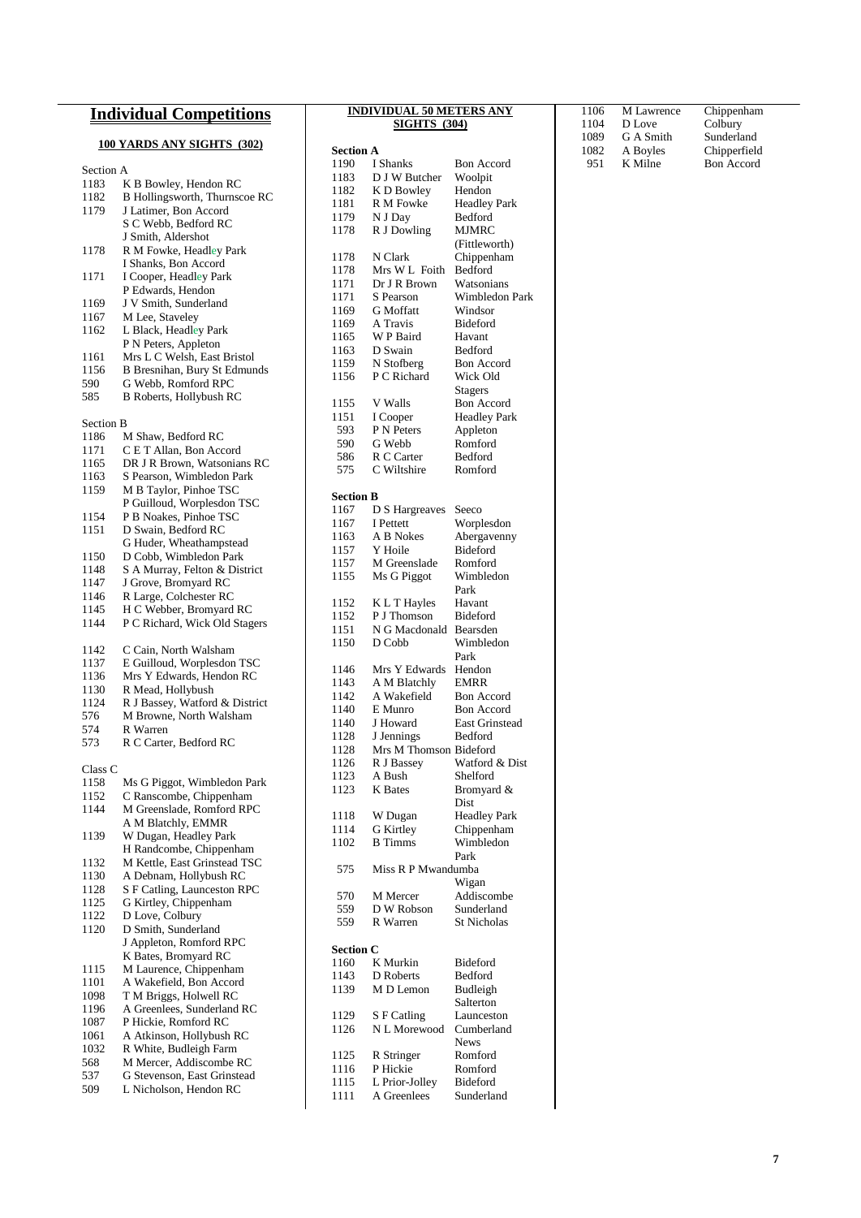# Individual Competitions

## 100 YARDS ANY SIGHTS (302)

Section A

| | |
|---|---|
| 1183 | K B Bowley, Hendon RC |
| 1182 | B Hollingsworth, Thurnscoe RC |
| 1179 | J Latimer, Bon Accord |
| | S C Webb, Bedford RC |
| | J Smith, Aldershot |
| 1178 | R M Fowke, Headley Park |
| | I Shanks, Bon Accord |
| 1171 | I Cooper, Headley Park |
| | P Edwards, Hendon |
| 1169 | J V Smith, Sunderland |
| 1167 | M Lee, Staveley |
| 1162 | L Black, Headley Park |
| | P N Peters, Appleton |
| 1161 | Mrs L C Welsh, East Bristol |
| 1156 | B Bresnihan, Bury St Edmunds |
| 590 | G Webb, Romford RPC |
| 585 | B Roberts, Hollybush RC |

Section B

| | |
|---|---|
| 1186 | M Shaw, Bedford RC |
| 1171 | C E T Allan, Bon Accord |
| 1165 | DR J R Brown, Watsonians RC |
| 1163 | S Pearson, Wimbledon Park |
| 1159 | M B Taylor, Pinhoe TSC |
| | P Guilloud, Worplesdon TSC |
| 1154 | P B Noakes, Pinhoe TSC |
| 1151 | D Swain, Bedford RC |
| | G Huder, Wheathampstead |
| 1150 | D Cobb, Wimbledon Park |
| 1148 | S A Murray, Felton & District |
| 1147 | J Grove, Bromyard RC |
| 1146 | R Large, Colchester RC |
| 1145 | H C Webber, Bromyard RC |
| 1144 | P C Richard, Wick Old Stagers |
| 1142 | C Cain, North Walsham |
| 1137 | E Guilloud, Worplesdon TSC |
| 1136 | Mrs Y Edwards, Hendon RC |
| 1130 | R Mead, Hollybush |
| 1124 | R J Bassey, Watford & District |
| 576 | M Browne, North Walsham |
| 574 | R Warren |
| 573 | R C Carter, Bedford RC |

Class C

| | |
|---|---|
| 1158 | Ms G Piggot, Wimbledon Park |
| 1152 | C Ranscombe, Chippenham |
| 1144 | M Greenslade, Romford RPC |
| | A M Blatchly, EMMR |
| 1139 | W Dugan, Headley Park |
| | H Randcombe, Chippenham |
| 1132 | M Kettle, East Grinstead TSC |
| 1130 | A Debnam, Hollybush RC |
| 1128 | S F Catling, Launceston RPC |
| 1125 | G Kirtley, Chippenham |
| 1122 | D Love, Colbury |
| 1120 | D Smith, Sunderland |
| | J Appleton, Romford RPC |
| | K Bates, Bromyard RC |
| 1115 | M Laurence, Chippenham |
| 1101 | A Wakefield, Bon Accord |
| 1098 | T M Briggs, Holwell RC |
| 1196 | A Greenlees, Sunderland RC |
| 1087 | P Hickie, Romford RC |
| 1061 | A Atkinson, Hollybush RC |
| 1032 | R White, Budleigh Farm |
| 568 | M Mercer, Addiscombe RC |
| 537 | G Stevenson, East Grinstead |
| 509 | L Nicholson, Hendon RC |

## INDIVIDUAL 50 METERS ANY SIGHTS (304)

**Section A**

| | | |
|---|---|---|
| 1190 | I Shanks | Bon Accord |
| 1183 | D J W Butcher | Woolpit |
| 1182 | K D Bowley | Hendon |
| 1181 | R M Fowke | Headley Park |
| 1179 | N J Day | Bedford |
| 1178 | R J Dowling | MJMRC (Fittleworth) |
| 1178 | N Clark | Chippenham |
| 1178 | Mrs W L Foith | Bedford |
| 1171 | Dr J R Brown | Watsonians |
| 1171 | S Pearson | Wimbledon Park |
| 1169 | G Moffatt | Windsor |
| 1169 | A Travis | Bideford |
| 1165 | W P Baird | Havant |
| 1163 | D Swain | Bedford |
| 1159 | N Stofberg | Bon Accord |
| 1156 | P C Richard | Wick Old Stagers |
| 1155 | V Walls | Bon Accord |
| 1151 | I Cooper | Headley Park |
| 593 | P N Peters | Appleton |
| 590 | G Webb | Romford |
| 586 | R C Carter | Bedford |
| 575 | C Wiltshire | Romford |

**Section B**

| | | |
|---|---|---|
| 1167 | D S Hargreaves | Seeco |
| 1167 | I Pettett | Worplesdon |
| 1163 | A B Nokes | Abergavenny |
| 1157 | Y Hoile | Bideford |
| 1157 | M Greenslade | Romford |
| 1155 | Ms G Piggot | Wimbledon Park |
| 1152 | K L T Hayles | Havant |
| 1152 | P J Thomson | Bideford |
| 1151 | N G Macdonald | Bearsden |
| 1150 | D Cobb | Wimbledon Park |
| 1146 | Mrs Y Edwards | Hendon |
| 1143 | A M Blatchly | EMRR |
| 1142 | A Wakefield | Bon Accord |
| 1140 | E Munro | Bon Accord |
| 1140 | J Howard | East Grinstead |
| 1128 | J Jennings | Bedford |
| 1128 | Mrs M Thomson | Bideford |
| 1126 | R J Bassey | Watford & Dist |
| 1123 | A Bush | Shelford |
| 1123 | K Bates | Bromyard & Dist |
| 1118 | W Dugan | Headley Park |
| 1114 | G Kirtley | Chippenham |
| 1102 | B Timms | Wimbledon Park |
| 575 | Miss R P Mwandumba | Wigan |
| 570 | M Mercer | Addiscombe |
| 559 | D W Robson | Sunderland |
| 559 | R Warren | St Nicholas |

**Section C**

| | | |
|---|---|---|
| 1160 | K Murkin | Bideford |
| 1143 | D Roberts | Bedford |
| 1139 | M D Lemon | Budleigh Salterton |
| 1129 | S F Catling | Launceston |
| 1126 | N L Morewood | Cumberland News |
| 1125 | R Stringer | Romford |
| 1116 | P Hickie | Romford |
| 1115 | L Prior-Jolley | Bideford |
| 1111 | A Greenlees | Sunderland |
| 1106 | M Lawrence | Chippenham |
| 1104 | D Love | Colbury |
| 1089 | G A Smith | Sunderland |
| 1082 | A Boyles | Chipperfield |
| 951 | K Milne | Bon Accord |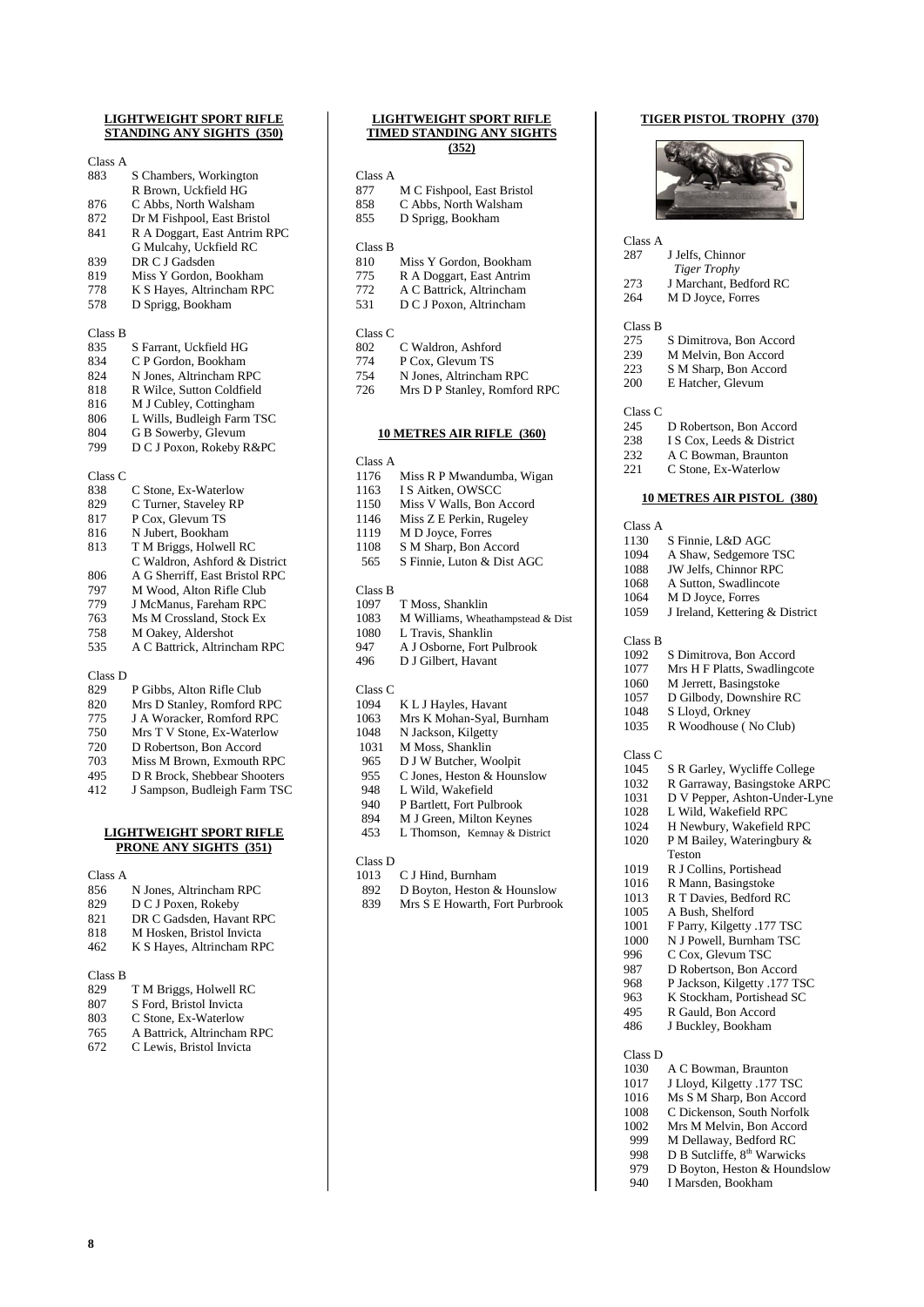## LIGHTWEIGHT SPORT RIFLE STANDING ANY SIGHTS (350)

Class A

| | |
|---|---|
| 883 | S Chambers, Workington |
| | R Brown, Uckfield HG |
| 876 | C Abbs, North Walsham |
| 872 | Dr M Fishpool, East Bristol |
| 841 | R A Doggart, East Antrim RPC |
| | G Mulcahy, Uckfield RC |
| 839 | DR C J Gadsden |
| 819 | Miss Y Gordon, Bookham |
| 778 | K S Hayes, Altrincham RPC |
| 578 | D Sprigg, Bookham |

Class B

| | |
|---|---|
| 835 | S Farrant, Uckfield HG |
| 834 | C P Gordon, Bookham |
| 824 | N Jones, Altrincham RPC |
| 818 | R Wilce, Sutton Coldfield |
| 816 | M J Cubley, Cottingham |
| 806 | L Wills, Budleigh Farm TSC |
| 804 | G B Sowerby, Glevum |
| 799 | D C J Poxon, Rokeby R&PC |

Class C

| | |
|---|---|
| 838 | C Stone, Ex-Waterlow |
| 829 | C Turner, Staveley RP |
| 817 | P Cox, Glevum TS |
| 816 | N Jubert, Bookham |
| 813 | T M Briggs, Holwell RC |
| | C Waldron, Ashford & District |
| 806 | A G Sherriff, East Bristol RPC |
| 797 | M Wood, Alton Rifle Club |
| 779 | J McManus, Fareham RPC |
| 763 | Ms M Crossland, Stock Ex |
| 758 | M Oakey, Aldershot |
| 535 | A C Battrick, Altrincham RPC |

Class D

| | |
|---|---|
| 829 | P Gibbs, Alton Rifle Club |
| 820 | Mrs D Stanley, Romford RPC |
| 775 | J A Woracker, Romford RPC |
| 750 | Mrs T V Stone, Ex-Waterlow |
| 720 | D Robertson, Bon Accord |
| 703 | Miss M Brown, Exmouth RPC |
| 495 | D R Brock, Shebbear Shooters |
| 412 | J Sampson, Budleigh Farm TSC |

## LIGHTWEIGHT SPORT RIFLE PRONE ANY SIGHTS (351)

Class A

| | |
|---|---|
| 856 | N Jones, Altrincham RPC |
| 829 | D C J Poxen, Rokeby |
| 821 | DR C Gadsden, Havant RPC |
| 818 | M Hosken, Bristol Invicta |
| 462 | K S Hayes, Altrincham RPC |

Class B

| | |
|---|---|
| 829 | T M Briggs, Holwell RC |
| 807 | S Ford, Bristol Invicta |
| 803 | C Stone, Ex-Waterlow |
| 765 | A Battrick, Altrincham RPC |
| 672 | C Lewis, Bristol Invicta |

## LIGHTWEIGHT SPORT RIFLE TIMED STANDING ANY SIGHTS (352)

Class A

| | |
|---|---|
| 877 | M C Fishpool, East Bristol |
| 858 | C Abbs, North Walsham |
| 855 | D Sprigg, Bookham |

Class B

| | |
|---|---|
| 810 | Miss Y Gordon, Bookham |
| 775 | R A Doggart, East Antrim |
| 772 | A C Battrick, Altrincham |
| 531 | D C J Poxon, Altrincham |

Class C

| | |
|---|---|
| 802 | C Waldron, Ashford |
| 774 | P Cox, Glevum TS |
| 754 | N Jones, Altrincham RPC |
| 726 | Mrs D P Stanley, Romford RPC |

## 10 METRES AIR RIFLE (360)

Class A

| | |
|---|---|
| 1176 | Miss R P Mwandumba, Wigan |
| 1163 | I S Aitken, OWSCC |
| 1150 | Miss V Walls, Bon Accord |
| 1146 | Miss Z E Perkin, Rugeley |
| 1119 | M D Joyce, Forres |
| 1108 | S M Sharp, Bon Accord |
| 565 | S Finnie, Luton & Dist AGC |

Class B

| | |
|---|---|
| 1097 | T Moss, Shanklin |
| 1083 | M Williams, Wheathampstead & Dist |
| 1080 | L Travis, Shanklin |
| 947 | A J Osborne, Fort Pulbrook |
| 496 | D J Gilbert, Havant |

Class C

| | |
|---|---|
| 1094 | K L J Hayles, Havant |
| 1063 | Mrs K Mohan-Syal, Burnham |
| 1048 | N Jackson, Kilgetty |
| 1031 | M Moss, Shanklin |
| 965 | D J W Butcher, Woolpit |
| 955 | C Jones, Heston & Hounslow |
| 948 | L Wild, Wakefield |
| 940 | P Bartlett, Fort Pulbrook |
| 894 | M J Green, Milton Keynes |
| 453 | L Thomson, Kemnay & District |

Class D

| | |
|---|---|
| 1013 | C J Hind, Burnham |
| 892 | D Boyton, Heston & Hounslow |
| 839 | Mrs S E Howarth, Fort Purbrook |

## TIGER PISTOL TROPHY (370)

Class A

| | |
|---|---|
| 287 | J Jelfs, Chinnor |
| | *Tiger Trophy* |
| 273 | J Marchant, Bedford RC |
| 264 | M D Joyce, Forres |

Class B

| | |
|---|---|
| 275 | S Dimitrova, Bon Accord |
| 239 | M Melvin, Bon Accord |
| 223 | S M Sharp, Bon Accord |
| 200 | E Hatcher, Glevum |

Class C

| | |
|---|---|
| 245 | D Robertson, Bon Accord |
| 238 | I S Cox, Leeds & District |
| 232 | A C Bowman, Braunton |
| 221 | C Stone, Ex-Waterlow |

## 10 METRES AIR PISTOL (380)

Class A

| | |
|---|---|
| 1130 | S Finnie, L&D AGC |
| 1094 | A Shaw, Sedgemore TSC |
| 1088 | JW Jelfs, Chinnor RPC |
| 1068 | A Sutton, Swadlincote |
| 1064 | M D Joyce, Forres |
| 1059 | J Ireland, Kettering & District |

Class B

| | |
|---|---|
| 1092 | S Dimitrova, Bon Accord |
| 1077 | Mrs H F Platts, Swadlingcote |
| 1060 | M Jerrett, Basingstoke |
| 1057 | D Gilbody, Downshire RC |
| 1048 | S Lloyd, Orkney |
| 1035 | R Woodhouse ( No Club) |

Class C

| | |
|---|---|
| 1045 | S R Garley, Wycliffe College |
| 1032 | R Garraway, Basingstoke ARPC |
| 1031 | D V Pepper, Ashton-Under-Lyne |
| 1028 | L Wild, Wakefield RPC |
| 1024 | H Newbury, Wakefield RPC |
| 1020 | P M Bailey, Wateringbury & Teston |
| 1019 | R J Collins, Portishead |
| 1016 | R Mann, Basingstoke |
| 1013 | R T Davies, Bedford RC |
| 1005 | A Bush, Shelford |
| 1001 | F Parry, Kilgetty .177 TSC |
| 1000 | N J Powell, Burnham TSC |
| 996 | C Cox, Glevum TSC |
| 987 | D Robertson, Bon Accord |
| 968 | P Jackson, Kilgetty .177 TSC |
| 963 | K Stockham, Portishead SC |
| 495 | R Gauld, Bon Accord |
| 486 | J Buckley, Bookham |

Class D

| | |
|---|---|
| 1030 | A C Bowman, Braunton |
| 1017 | J Lloyd, Kilgetty .177 TSC |
| 1016 | Ms S M Sharp, Bon Accord |
| 1008 | C Dickenson, South Norfolk |
| 1002 | Mrs M Melvin, Bon Accord |
| 999 | M Dellaway, Bedford RC |
| 998 | D B Sutcliffe, 8th Warwicks |
| 979 | D Boyton, Heston & Houndslow |
| 940 | I Marsden, Bookham |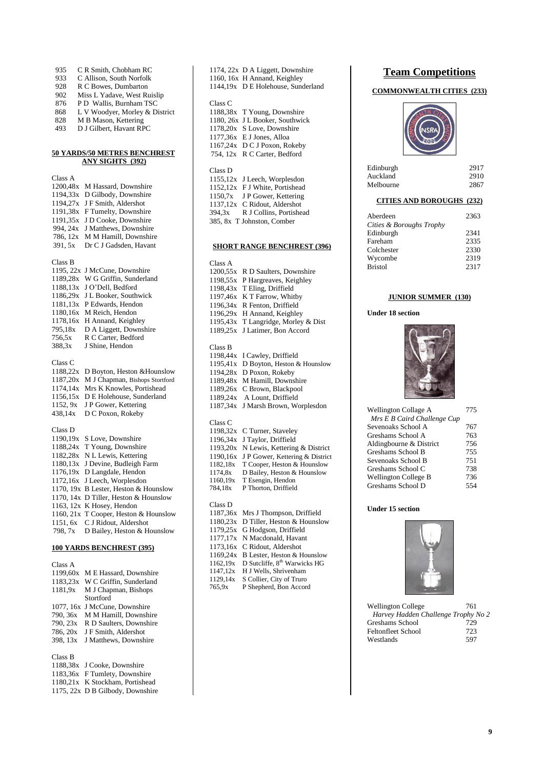935 C R Smith, Chobham RC
933 C Allison, South Norfolk
928 R C Bowes, Dumbarton
902 Miss L Yadave, West Ruislip
876 P D Wallis, Burnham TSC
868 L V Woodyer, Morley & District
828 M B Mason, Kettering
493 D J Gilbert, Havant RPC

## 50 YARDS/50 METRES BENCHREST ANY SIGHTS (392)

Class A
1200,48x M Hassard, Downshire
1194,33x D Gilbody, Downshire
1194,27x J F Smith, Aldershot
1191,38x F Tumelty, Downshire
1191,35x J D Cooke, Downshire
994, 24x J Matthews, Downshire
786, 12x M M Hamill, Downshire
391, 5x Dr C J Gadsden, Havant

Class B
1195, 22x J McCune, Downshire
1189,28x W G Griffin, Sunderland
1188,13x J O'Dell, Bedford
1186,29x J L Booker, Southwick
1181,13x P Edwards, Hendon
1180,16x M Reich, Hendon
1178,16x H Annand, Keighley
795,18x D A Liggett, Downshire
756,5x R C Carter, Bedford
388,3x J Shine, Hendon

Class C
1188,22x D Boyton, Heston &Hounslow
1187,20x M J Chapman, Bishops Stortford
1174,14x Mrs K Knowles, Portishead
1156,15x D E Holehouse, Sunderland
1152, 9x J P Gower, Kettering
438,14x D C Poxon, Rokeby

Class D
1190,19x S Love, Downshire
1188,24x T Young, Downshire
1182,28x N L Lewis, Kettering
1180,13x J Devine, Budleigh Farm
1176,19x D Langdale, Hendon
1172,16x J Leech, Worplesdon
1170, 19x B Lester, Heston & Hounslow
1170, 14x D Tiller, Heston & Hounslow
1163, 12x K Hosey, Hendon
1160, 21x T Cooper, Heston & Hounslow
1151, 6x C J Ridout, Aldershot
798, 7x D Bailey, Heston & Hounslow

## 100 YARDS BENCHREST (395)

Class A
1199,60x M E Hassard, Downshire
1183,23x W C Griffin, Sunderland
1181,9x M J Chapman, Bishops Stortford
1077, 16x J McCune, Downshire
790, 36x M M Hamill, Downshire
790, 23x R D Saulters, Downshire
786, 20x J F Smith, Aldershot
398, 13x J Matthews, Downshire

Class B
1188,38x J Cooke, Downshire
1183,36x F Tumlety, Downshire
1180,21x K Stockham, Portishead
1175, 22x D B Gilbody, Downshire
1174, 22x D A Liggett, Downshire
1160, 16x H Annand, Keighley
1144,19x D E Holehouse, Sunderland

Class C
1188,38x T Young, Downshire
1180, 26x J L Booker, Southwick
1178,20x S Love, Downshire
1177,36x E J Jones, Alloa
1167,24x D C J Poxon, Rokeby
754, 12x R C Carter, Bedford

Class D
1155,12x J Leech, Worplesdon
1152,12x F J White, Portishead
1150,7x J P Gower, Kettering
1137,12x C Ridout, Aldershot
394,3x R J Collins, Portishead
385, 8x T Johnston, Comber

## SHORT RANGE BENCHREST (396)

Class A
1200,55x R D Saulters, Downshire
1198,55x P Hargreaves, Keighley
1198,43x T Eling, Driffield
1197,46x K T Farrow, Whitby
1196,34x R Fenton, Driffield
1196,29x H Annand, Keighley
1195,43x T Langridge, Morley & Dist
1189,25x J Latimer, Bon Accord

Class B
1198,44x I Cawley, Driffield
1195,41x D Boyton, Heston & Hounslow
1194,28x D Poxon, Rokeby
1189,48x M Hamill, Downshire
1189,26x C Brown, Blackpool
1189,24x A Lount, Driffield
1187,34x J Marsh Brown, Worplesdon

Class C
1198,32x C Turner, Staveley
1196,34x J Taylor, Driffield
1193,20x N Lewis, Kettering & District
1190,16x J P Gower, Kettering & District
1182,18x T Cooper, Heston & Hounslow
1174,8x D Bailey, Heston & Hounslow
1160,19x T Esengin, Hendon
784,18x P Thorton, Driffield

Class D
1187,36x Mrs J Thompson, Driffield
1180,23x D Tiller, Heston & Hounslow
1179,25x G Hodgson, Driffield
1177,17x N Macdonald, Havant
1173,16x C Ridout, Aldershot
1169,24x B Lester, Heston & Hounslow
1162,19x D Sutcliffe, 8th Warwicks HG
1147,12x H J Wells, Shrivenham
1129,14x S Collier, City of Truro
765,9x P Shepherd, Bon Accord

# Team Competitions

## COMMONWEALTH CITIES (233)

| | |
|---|---|
| Edinburgh | 2917 |
| Auckland | 2910 |
| Melbourne | 2867 |

## CITIES AND BOROUGHS (232)

| | |
|---|---|
| Aberdeen | 2363 |
| *Cities & Boroughs Trophy* | |
| Edinburgh | 2341 |
| Fareham | 2335 |
| Colchester | 2330 |
| Wycombe | 2319 |
| Bristol | 2317 |

## JUNIOR SUMMER (130)

**Under 18 section**

| | |
|---|---|
| Wellington Collage A | 775 |
| *Mrs E B Caird Challenge Cup* | |
| Sevenoaks School A | 767 |
| Greshams School A | 763 |
| Aldingbourne & District | 756 |
| Greshams School B | 755 |
| Sevenoaks School B | 751 |
| Greshams School C | 738 |
| Wellington College B | 736 |
| Greshams School D | 554 |

**Under 15 section**

| | |
|---|---|
| Wellington College | 761 |
| *Harvey Hadden Challenge Trophy No 2* | |
| Greshams School | 729 |
| Feltonfleet School | 723 |
| Westlands | 597 |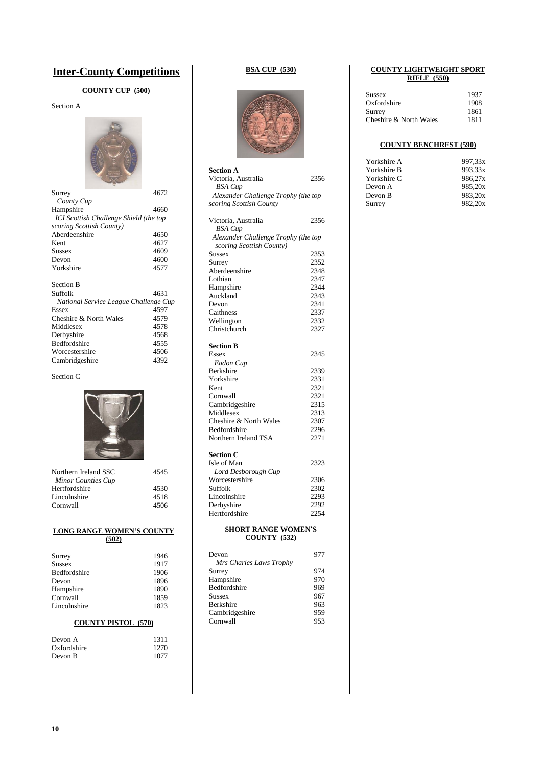# Inter-County Competitions

## COUNTY CUP (500)

Section A

| | |
|---|---|
| Surrey | 4672 |
| *County Cup* | |
| Hampshire | 4660 |
| *ICI Scottish Challenge Shield (the top scoring Scottish County)* | |
| Aberdeenshire | 4650 |
| Kent | 4627 |
| Sussex | 4609 |
| Devon | 4600 |
| Yorkshire | 4577 |

Section B

| | |
|---|---|
| Suffolk | 4631 |
| *National Service League Challenge Cup* | |
| Essex | 4597 |
| Cheshire & North Wales | 4579 |
| Middlesex | 4578 |
| Derbyshire | 4568 |
| Bedfordshire | 4555 |
| Worcestershire | 4506 |
| Cambridgeshire | 4392 |

Section C

| | |
|---|---|
| Northern Ireland SSC | 4545 |
| *Minor Counties Cup* | |
| Hertfordshire | 4530 |
| Lincolnshire | 4518 |
| Cornwall | 4506 |

## LONG RANGE WOMEN'S COUNTY (502)

| | |
|---|---|
| Surrey | 1946 |
| Sussex | 1917 |
| Bedfordshire | 1906 |
| Devon | 1896 |
| Hampshire | 1890 |
| Cornwall | 1859 |
| Lincolnshire | 1823 |

## COUNTY PISTOL (570)

| | |
|---|---|
| Devon A | 1311 |
| Oxfordshire | 1270 |
| Devon B | 1077 |

## BSA CUP (530)

**Section A**

| | |
|---|---|
| Victoria, Australia | 2356 |
| *BSA Cup* | |
| *Alexander Challenge Trophy (the top scoring Scottish County* | |
| Victoria, Australia | 2356 |
| *BSA Cup* | |
| *Alexander Challenge Trophy (the top scoring Scottish County)* | |
| Sussex | 2353 |
| Surrey | 2352 |
| Aberdeenshire | 2348 |
| Lothian | 2347 |
| Hampshire | 2344 |
| Auckland | 2343 |
| Devon | 2341 |
| Caithness | 2337 |
| Wellington | 2332 |
| Christchurch | 2327 |

**Section B**

| | |
|---|---|
| Essex | 2345 |
| *Eadon Cup* | |
| Berkshire | 2339 |
| Yorkshire | 2331 |
| Kent | 2321 |
| Cornwall | 2321 |
| Cambridgeshire | 2315 |
| Middlesex | 2313 |
| Cheshire & North Wales | 2307 |
| Bedfordshire | 2296 |
| Northern Ireland TSA | 2271 |

**Section C**

| | |
|---|---|
| Isle of Man | 2323 |
| *Lord Desborough Cup* | |
| Worcestershire | 2306 |
| Suffolk | 2302 |
| Lincolnshire | 2293 |
| Derbyshire | 2292 |
| Hertfordshire | 2254 |

## SHORT RANGE WOMEN'S COUNTY (532)

| | |
|---|---|
| Devon | 977 |
| *Mrs Charles Laws Trophy* | |
| Surrey | 974 |
| Hampshire | 970 |
| Bedfordshire | 969 |
| Sussex | 967 |
| Berkshire | 963 |
| Cambridgeshire | 959 |
| Cornwall | 953 |

## COUNTY LIGHTWEIGHT SPORT RIFLE (550)

| | |
|---|---|
| Sussex | 1937 |
| Oxfordshire | 1908 |
| Surrey | 1861 |
| Cheshire & North Wales | 1811 |

## COUNTY BENCHREST (590)

| | |
|---|---|
| Yorkshire A | 997,33x |
| Yorkshire B | 993,33x |
| Yorkshire C | 986,27x |
| Devon A | 985,20x |
| Devon B | 983,20x |
| Surrey | 982,20x |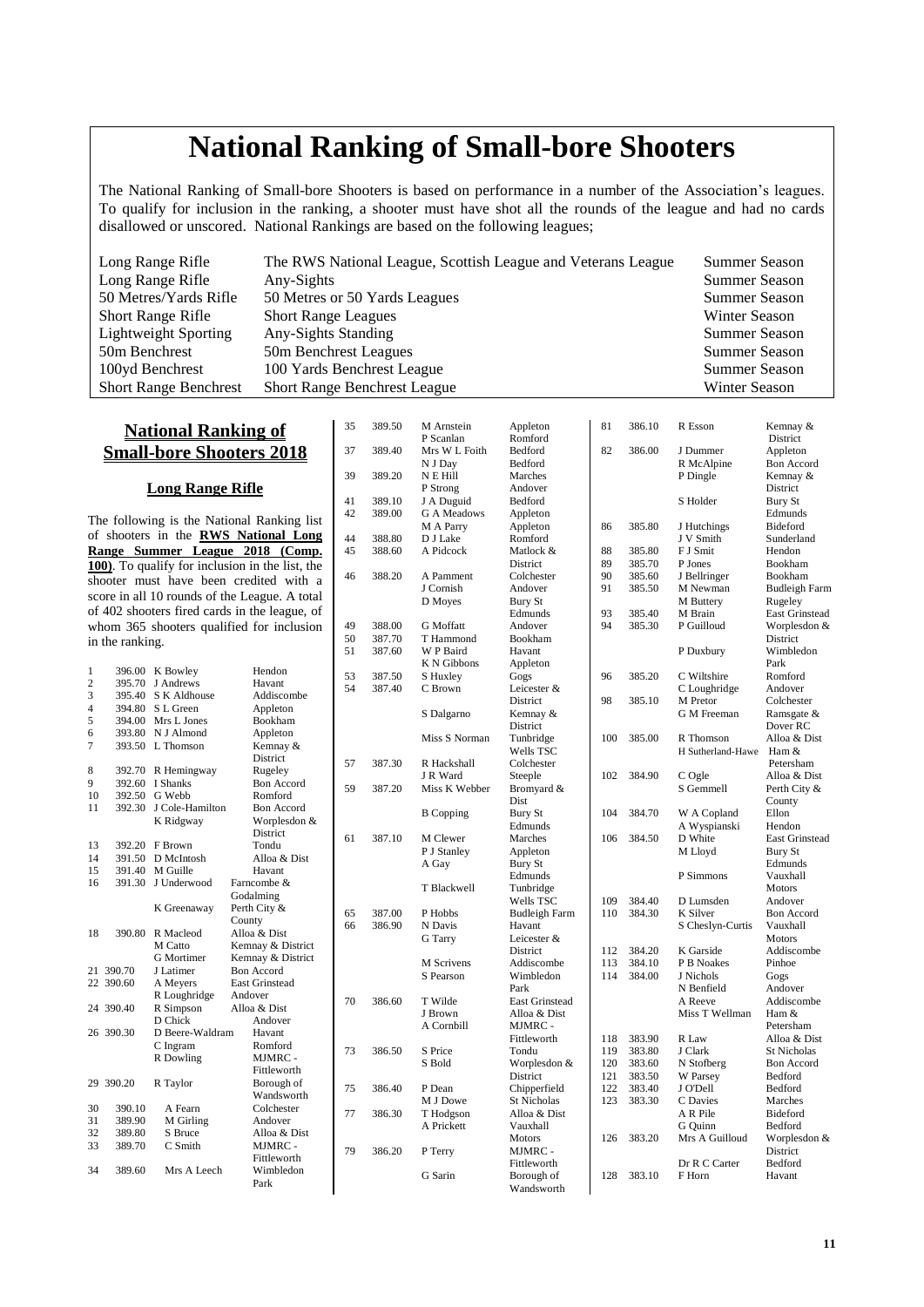# National Ranking of Small-bore Shooters

The National Ranking of Small-bore Shooters is based on performance in a number of the Association's leagues. To qualify for inclusion in the ranking, a shooter must have shot all the rounds of the league and had no cards disallowed or unscored. National Rankings are based on the following leagues;

| | | |
|---|---|---|
| Long Range Rifle | The RWS National League, Scottish League and Veterans League | Summer Season |
| Long Range Rifle | Any-Sights | Summer Season |
| 50 Metres/Yards Rifle | 50 Metres or 50 Yards Leagues | Summer Season |
| Short Range Rifle | Short Range Leagues | Winter Season |
| Lightweight Sporting | Any-Sights Standing | Summer Season |
| 50m Benchrest | 50m Benchrest Leagues | Summer Season |
| 100yd Benchrest | 100 Yards Benchrest League | Summer Season |
| Short Range Benchrest | Short Range Benchrest League | Winter Season |

## National Ranking of Small-bore Shooters 2018

### Long Range Rifle

The following is the National Ranking list of shooters in the **RWS National Long Range Summer League 2018 (Comp. 100)**. To qualify for inclusion in the list, the shooter must have been credited with a score in all 10 rounds of the League. A total of 402 shooters fired cards in the league, of whom 365 shooters qualified for inclusion in the ranking.

| Rank | Score | Name | Club |
|---|---|---|---|
| 1 | 396.00 | K Bowley | Hendon |
| 2 | 395.70 | J Andrews | Havant |
| 3 | 395.40 | S K Aldhouse | Addiscombe |
| 4 | 394.80 | S L Green | Appleton |
| 5 | 394.00 | Mrs L Jones | Bookham |
| 6 | 393.80 | N J Almond | Appleton |
| 7 | 393.50 | L Thomson | Kemnay & District |
| 8 | 392.70 | R Hemingway | Rugeley |
| 9 | 392.60 | I Shanks | Bon Accord |
| 10 | 392.50 | G Webb | Romford |
| 11 | 392.30 | J Cole-Hamilton | Bon Accord |
| | | K Ridgway | Worplesdon & District |
| 13 | 392.20 | F Brown | Tondu |
| 14 | 391.50 | D McIntosh | Alloa & Dist |
| 15 | 391.40 | M Guille | Havant |
| 16 | 391.30 | J Underwood | Farncombe & Godalming |
| | | K Greenaway | Perth City & County |
| 18 | 390.80 | R Macleod | Alloa & Dist |
| | | M Catto | Kemnay & District |
| | | G Mortimer | Kemnay & District |
| 21 | 390.70 | J Latimer | Bon Accord |
| 22 | 390.60 | A Meyers | East Grinstead |
| | | R Loughridge | Andover |
| 24 | 390.40 | R Simpson | Alloa & Dist |
| | | D Chick | Andover |
| 26 | 390.30 | D Beere-Waldram | Havant |
| | | C Ingram | Romford |
| | | R Dowling | MJMRC - Fittleworth |
| 29 | 390.20 | R Taylor | Borough of Wandsworth |
| 30 | 390.10 | A Fearn | Colchester |
| 31 | 389.90 | M Girling | Andover |
| 32 | 389.80 | S Bruce | Alloa & Dist |
| 33 | 389.70 | C Smith | MJMRC - Fittleworth |
| 34 | 389.60 | Mrs A Leech | Wimbledon Park |
| 35 | 389.50 | M Arnstein | Appleton |
| | | P Scanlan | Romford |
| 37 | 389.40 | Mrs W L Foith | Bedford |
| | | N J Day | Bedford |
| 39 | 389.20 | N E Hill | Marches |
| | | P Strong | Andover |
| 41 | 389.10 | J A Duguid | Bedford |
| 42 | 389.00 | G A Meadows | Appleton |
| | | M A Parry | Appleton |
| 44 | 388.80 | D J Lake | Romford |
| 45 | 388.60 | A Pidcock | Matlock & District |
| 46 | 388.20 | A Pamment | Colchester |
| | | J Cornish | Andover |
| | | D Moyes | Bury St Edmunds |
| 49 | 388.00 | G Moffatt | Andover |
| 50 | 387.70 | T Hammond | Bookham |
| 51 | 387.60 | W P Baird | Havant |
| | | K N Gibbons | Appleton |
| 53 | 387.50 | S Huxley | Gogs |
| 54 | 387.40 | C Brown | Leicester & District |
| | | S Dalgarno | Kemnay & District |
| | | Miss S Norman | Tunbridge Wells TSC |
| 57 | 387.30 | R Hackshall | Colchester |
| | | J R Ward | Steeple |
| 59 | 387.20 | Miss K Webber | Bromyard & Dist |
| | | B Copping | Bury St Edmunds |
| 61 | 387.10 | M Clewer | Marches |
| | | P J Stanley | Appleton |
| | | A Gay | Bury St Edmunds |
| | | T Blackwell | Tunbridge Wells TSC |
| 65 | 387.00 | P Hobbs | Budleigh Farm |
| 66 | 386.90 | N Davis | Havant |
| | | G Tarry | Leicester & District |
| | | M Scrivens | Addiscombe |
| | | S Pearson | Wimbledon Park |
| 70 | 386.60 | T Wilde | East Grinstead |
| | | J Brown | Alloa & Dist |
| | | A Cornbill | MJMRC - Fittleworth |
| 73 | 386.50 | S Price | Tondu |
| | | S Bold | Worplesdon & District |
| 75 | 386.40 | P Dean | Chipperfield |
| | | M J Dowe | St Nicholas |
| 77 | 386.30 | T Hodgson | Alloa & Dist |
| | | A Prickett | Vauxhall Motors |
| 79 | 386.20 | P Terry | MJMRC - Fittleworth |
| | | G Sarin | Borough of Wandsworth |
| 81 | 386.10 | R Esson | Kemnay & District |
| 82 | 386.00 | J Dummer | Appleton |
| | | R McAlpine | Bon Accord |
| | | P Dingle | Kemnay & District |
| | | S Holder | Bury St Edmunds |
| 86 | 385.80 | J Hutchings | Bideford |
| | | J V Smith | Sunderland |
| 88 | 385.80 | F J Smit | Hendon |
| 89 | 385.70 | P Jones | Bookham |
| 90 | 385.60 | J Bellringer | Bookham |
| 91 | 385.50 | M Newman | Budleigh Farm |
| | | M Buttery | Rugeley |
| 93 | 385.40 | M Brain | East Grinstead |
| 94 | 385.30 | P Guilloud | Worplesdon & District |
| | | P Duxbury | Wimbledon Park |
| 96 | 385.20 | C Wiltshire | Romford |
| | | C Loughridge | Andover |
| 98 | 385.10 | M Pretor | Colchester |
| | | G M Freeman | Ramsgate & Dover RC |
| 100 | 385.00 | R Thomson | Alloa & Dist |
| | | H Sutherland-Hawe | Ham & Petersham |
| 102 | 384.90 | C Ogle | Alloa & Dist |
| | | S Gemmell | Perth City & County |
| 104 | 384.70 | W A Copland | Ellon |
| | | A Wyspianski | Hendon |
| 106 | 384.50 | D White | East Grinstead |
| | | M Lloyd | Bury St Edmunds |
| | | P Simmons | Vauxhall Motors |
| 109 | 384.40 | D Lumsden | Andover |
| 110 | 384.30 | K Silver | Bon Accord |
| | | S Cheslyn-Curtis | Vauxhall Motors |
| 112 | 384.20 | K Garside | Addiscombe |
| 113 | 384.10 | P B Noakes | Pinhoe |
| 114 | 384.00 | J Nichols | Gogs |
| | | N Benfield | Andover |
| | | A Reeve | Addiscombe |
| | | Miss T Wellman | Ham & Petersham |
| 118 | 383.90 | R Law | Alloa & Dist |
| 119 | 383.80 | J Clark | St Nicholas |
| 120 | 383.60 | N Stofberg | Bon Accord |
| 121 | 383.50 | W Parsey | Bedford |
| 122 | 383.40 | J O'Dell | Bedford |
| 123 | 383.30 | C Davies | Marches |
| | | A R Pile | Bideford |
| | | G Quinn | Bedford |
| 126 | 383.20 | Mrs A Guilloud | Worplesdon & District |
| | | Dr R C Carter | Bedford |
| 128 | 383.10 | F Horn | Havant |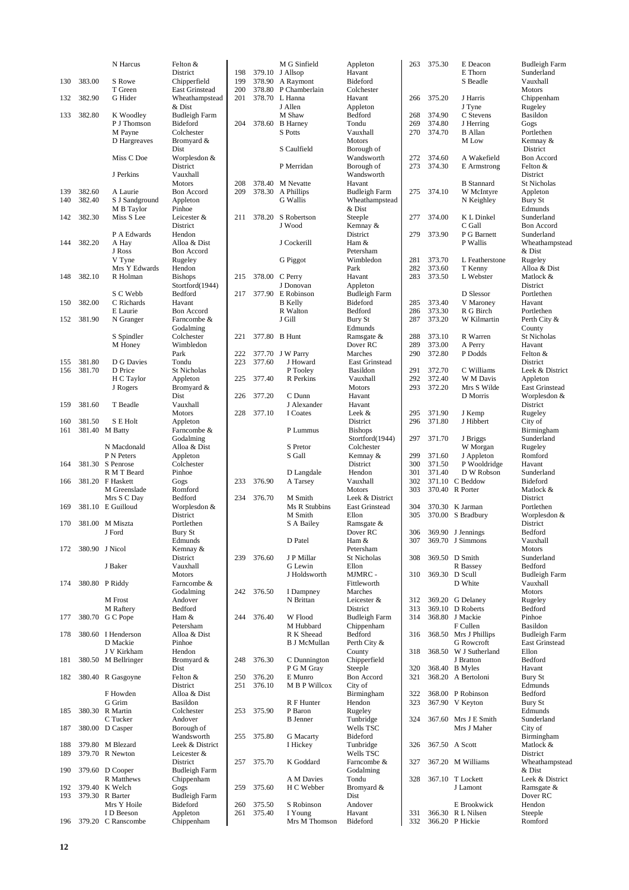| Pos | Score | Name | Club |
|---|---|---|---|
| | | N Harcus | Felton & District |
| 130 | 383.00 | S Rowe | Chipperfield |
| | | T Green | East Grinstead |
| 132 | 382.90 | G Hider | Wheathampstead & Dist |
| 133 | 382.80 | K Woodley | Budleigh Farm |
| | | P J Thomson | Bideford |
| | | M Payne | Colchester |
| | | D Hargreaves | Bromyard & Dist |
| | | Miss C Doe | Worplesdon & District |
| | | J Perkins | Vauxhall Motors |
| 139 | 382.60 | A Laurie | Bon Accord |
| 140 | 382.40 | S J Sandground | Appleton |
| | | M B Taylor | Pinhoe |
| 142 | 382.30 | Miss S Lee | Leicester & District |
| | | P A Edwards | Hendon |
| 144 | 382.20 | A Hay | Alloa & Dist |
| | | J Ross | Bon Accord |
| | | V Tyne | Rugeley |
| | | Mrs Y Edwards | Hendon |
| 148 | 382.10 | R Holman | Bishops Stortford(1944) |
| | | S C Webb | Bedford |
| 150 | 382.00 | C Richards | Havant |
| | | E Laurie | Bon Accord |
| 152 | 381.90 | N Granger | Farncombe & Godalming |
| | | S Spindler | Colchester |
| | | M Honey | Wimbledon Park |
| 155 | 381.80 | D G Davies | Tondu |
| 156 | 381.70 | D Price | St Nicholas |
| | | H C Taylor | Appleton |
| | | J Rogers | Bromyard & Dist |
| 159 | 381.60 | T Beadle | Vauxhall Motors |
| 160 | 381.50 | S E Holt | Appleton |
| 161 | 381.40 | M Batty | Farncombe & Godalming |
| | | N Macdonald | Alloa & Dist |
| | | P N Peters | Appleton |
| 164 | 381.30 | S Penrose | Colchester |
| | | R M T Beard | Pinhoe |
| 166 | 381.20 | F Haskett | Gogs |
| | | M Greenslade | Romford |
| | | Mrs S C Day | Bedford |
| 169 | 381.10 | E Guilloud | Worplesdon & District |
| 170 | 381.00 | M Miszta | Portlethen |
| | | J Ford | Bury St Edmunds |
| 172 | 380.90 | J Nicol | Kemnay & District |
| | | J Baker | Vauxhall Motors |
| 174 | 380.80 | P Riddy | Farncombe & Godalming |
| | | M Frost | Andover |
| | | M Raftery | Bedford |
| 177 | 380.70 | G C Pope | Ham & Petersham |
| 178 | 380.60 | I Henderson | Alloa & Dist |
| | | D Mackie | Pinhoe |
| | | J V Kirkham | Hendon |
| 181 | 380.50 | M Bellringer | Bromyard & Dist |
| 182 | 380.40 | R Gasgoyne | Felton & District |
| | | F Howden | Alloa & Dist |
| | | G Grim | Basildon |
| 185 | 380.30 | R Martin | Colchester |
| | | C Tucker | Andover |
| 187 | 380.00 | D Casper | Borough of Wandsworth |
| 188 | 379.80 | M Blezard | Leek & District |
| 189 | 379.70 | R Newton | Leicester & District |
| 190 | 379.60 | D Cooper | Budleigh Farm |
| | | R Matthews | Chippenham |
| 192 | 379.40 | K Welch | Gogs |
| 193 | 379.30 | R Barter | Budleigh Farm |
| | | Mrs Y Hoile | Bideford |
| | | I D Beeson | Appleton |
| 196 | 379.20 | C Ranscombe | Chippenham |
| | | M G Sinfield | Appleton |
| 198 | 379.10 | J Allsop | Havant |
| 199 | 378.90 | A Raymont | Bideford |
| 200 | 378.80 | P Chamberlain | Colchester |
| 201 | 378.70 | L Hanna | Havant |
| | | J Allen | Appleton |
| | | M Shaw | Bedford |
| 204 | 378.60 | B Harney | Tondu |
| | | S Potts | Vauxhall Motors |
| | | S Caulfield | Borough of Wandsworth |
| | | P Merridan | Borough of Wandsworth |
| 208 | 378.40 | M Nevatte | Havant |
| 209 | 378.30 | A Phillips | Budleigh Farm |
| | | G Wallis | Wheathampstead & Dist |
| 211 | 378.20 | S Robertson | Steeple |
| | | J Wood | Kemnay & District |
| | | J Cockerill | Ham & Petersham |
| | | G Piggot | Wimbledon Park |
| 215 | 378.00 | C Perry | Havant |
| | | J Donovan | Appleton |
| 217 | 377.90 | E Robinson | Budleigh Farm |
| | | B Kelly | Bideford |
| | | R Walton | Bedford |
| | | J Gill | Bury St Edmunds |
| 221 | 377.80 | B Hunt | Ramsgate & Dover RC |
| 222 | 377.70 | J W Parry | Marches |
| 223 | 377.60 | J Howard | East Grinstead |
| | | P Tooley | Basildon |
| 225 | 377.40 | R Perkins | Vauxhall Motors |
| 226 | 377.20 | C Dunn | Havant |
| | | J Alexander | Havant |
| 228 | 377.10 | I Coates | Leek & District |
| | | P Lummus | Bishops Stortford(1944) |
| | | S Pretor | Colchester |
| | | S Gall | Kemnay & District |
| | | D Langdale | Hendon |
| 233 | 376.90 | A Tarsey | Vauxhall Motors |
| 234 | 376.70 | M Smith | Leek & District |
| | | Ms R Stubbins | East Grinstead |
| | | M Smith | Ellon |
| | | S A Bailey | Ramsgate & Dover RC |
| | | D Patel | Ham & Petersham |
| 239 | 376.60 | J P Millar | St Nicholas |
| | | G Lewin | Ellon |
| | | J Holdsworth | MJMRC - Fittleworth |
| 242 | 376.50 | I Dampney | Marches |
| | | N Brittan | Leicester & District |
| 244 | 376.40 | W Flood | Budleigh Farm |
| | | M Hubbard | Chippenham |
| | | R K Sheead | Bedford |
| | | B J McMullan | Perth City & County |
| 248 | 376.30 | C Dunnington | Chipperfield |
| | | P G M Gray | Steeple |
| 250 | 376.20 | E Munro | Bon Accord |
| 251 | 376.10 | M B P Willcox | City of Birmingham |
| | | R F Hunter | Hendon |
| 253 | 375.90 | P Baron | Rugeley |
| | | B Jenner | Tunbridge Wells TSC |
| 255 | 375.80 | G Macarty | Bideford |
| | | I Hickey | Tunbridge Wells TSC |
| 257 | 375.70 | K Goddard | Farncombe & Godalming |
| | | A M Davies | Tondu |
| 259 | 375.60 | H C Webber | Bromyard & Dist |
| 260 | 375.50 | S Robinson | Andover |
| 261 | 375.40 | I Young | Havant |
| | | Mrs M Thomson | Bideford |
| 263 | 375.30 | E Deacon | Budleigh Farm |
| | | E Thorn | Sunderland |
| | | S Beadle | Vauxhall Motors |
| 266 | 375.20 | J Harris | Chippenham |
| | | J Tyne | Rugeley |
| 268 | 374.90 | C Stevens | Basildon |
| 269 | 374.80 | J Herring | Gogs |
| 270 | 374.70 | B Allan | Portlethen |
| | | M Low | Kemnay & District |
| 272 | 374.60 | A Wakefield | Bon Accord |
| 273 | 374.30 | E Armstrong | Felton & District |
| | | B Stannard | St Nicholas |
| 275 | 374.10 | W McIntyre | Appleton |
| | | N Keighley | Bury St Edmunds |
| 277 | 374.00 | K L Dinkel | Sunderland |
| | | C Gall | Bon Accord |
| 279 | 373.90 | P G Barnett | Sunderland |
| | | P Wallis | Wheathampstead & Dist |
| 281 | 373.70 | L Featherstone | Rugeley |
| 282 | 373.60 | T Kenny | Alloa & Dist |
| 283 | 373.50 | L Webster | Matlock & District |
| | | D Slessor | Portlethen |
| 285 | 373.40 | V Maroney | Havant |
| 286 | 373.30 | R G Birch | Portlethen |
| 287 | 373.20 | W Kilmartin | Perth City & County |
| 288 | 373.10 | R Warren | St Nicholas |
| 289 | 373.00 | A Perry | Havant |
| 290 | 372.80 | P Dodds | Felton & District |
| 291 | 372.70 | C Williams | Leek & District |
| 292 | 372.40 | W M Davis | Appleton |
| 293 | 372.20 | Mrs S Wilde | East Grinstead |
| | | D Morris | Worplesdon & District |
| 295 | 371.90 | J Kemp | Rugeley |
| 296 | 371.80 | J Hibbert | City of Birmingham |
| 297 | 371.70 | J Briggs | Sunderland |
| | | W Morgan | Rugeley |
| 299 | 371.60 | J Appleton | Romford |
| 300 | 371.50 | P Wooldridge | Havant |
| 301 | 371.40 | D W Robson | Sunderland |
| 302 | 371.10 | C Beddow | Bideford |
| 303 | 370.40 | R Porter | Matlock & District |
| 304 | 370.30 | K Jarman | Portlethen |
| 305 | 370.00 | S Bradbury | Worplesdon & District |
| 306 | 369.90 | J Jennings | Bedford |
| 307 | 369.70 | J Simmons | Vauxhall Motors |
| 308 | 369.50 | D Smith | Sunderland |
| | | R Bassey | Bedford |
| 310 | 369.30 | D Scull | Budleigh Farm |
| | | D White | Vauxhall Motors |
| 312 | 369.20 | G Delaney | Rugeley |
| 313 | 369.10 | D Roberts | Bedford |
| 314 | 368.80 | J Mackie | Pinhoe |
| | | F Cullen | Basildon |
| 316 | 368.50 | Mrs J Phillips | Budleigh Farm |
| | | G Rowcroft | East Grinstead |
| 318 | 368.50 | W J Sutherland | Ellon |
| | | J Bratton | Bedford |
| 320 | 368.40 | B Myles | Havant |
| 321 | 368.20 | A Bertoloni | Bury St Edmunds |
| 322 | 368.00 | P Robinson | Bedford |
| 323 | 367.90 | V Keyton | Bury St Edmunds |
| 324 | 367.60 | Mrs J E Smith | Sunderland |
| | | Mrs J Maher | City of Birmingham |
| 326 | 367.50 | A Scott | Matlock & District |
| 327 | 367.20 | M Williams | Wheathampstead & Dist |
| 328 | 367.10 | T Lockett | Leek & District |
| | | J Lamont | Ramsgate & Dover RC |
| | | E Brookwick | Hendon |
| 331 | 366.30 | R L Nilsen | Steeple |
| 332 | 366.20 | P Hickie | Romford |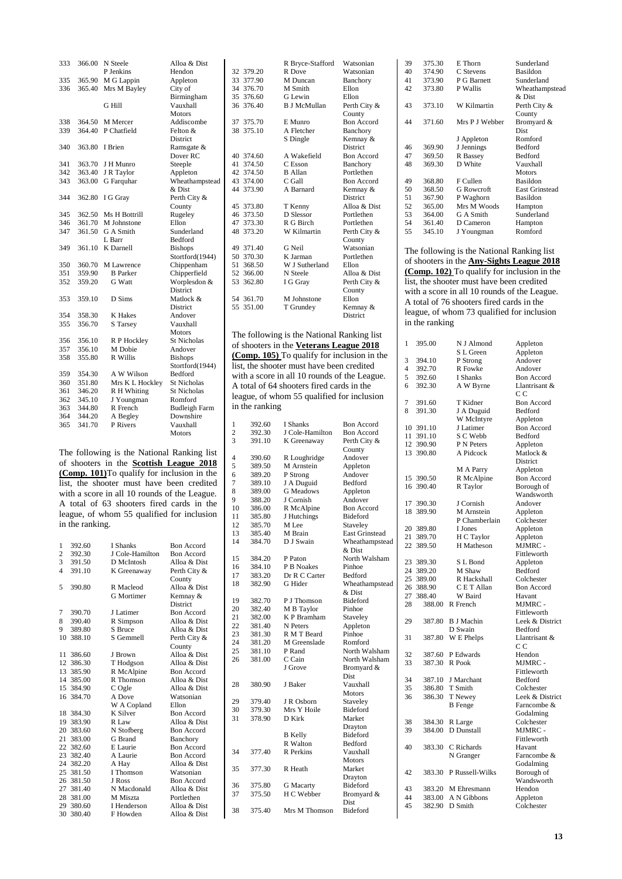| | | | |
|---|---|---|---|
| 333 | 366.00 | N Steele | Alloa & Dist |
| | | P Jenkins | Hendon |
| 335 | 365.90 | M G Lappin | Appleton |
| 336 | 365.40 | Mrs M Bayley | City of Birmingham |
| | | G Hill | Vauxhall Motors |
| 338 | 364.50 | M Mercer | Addiscombe |
| 339 | 364.40 | P Chatfield | Felton & District |
| 340 | 363.80 | I Brien | Ramsgate & Dover RC |
| 341 | 363.70 | J H Munro | Steeple |
| 342 | 363.40 | J R Taylor | Appleton |
| 343 | 363.00 | G Farquhar | Wheathampstead & Dist |
| 344 | 362.80 | I G Gray | Perth City & County |
| 345 | 362.50 | Ms H Bottrill | Rugeley |
| 346 | 361.70 | M Johnstone | Ellon |
| 347 | 361.50 | G A Smith | Sunderland |
| | | L Barr | Bedford |
| 349 | 361.10 | K Darnell | Bishops Stortford(1944) |
| 350 | 360.70 | M Lawrence | Chippenham |
| 351 | 359.90 | B Parker | Chipperfield |
| 352 | 359.20 | G Watt | Worplesdon & District |
| 353 | 359.10 | D Sims | Matlock & District |
| 354 | 358.30 | K Hakes | Andover |
| 355 | 356.70 | S Tarsey | Vauxhall Motors |
| 356 | 356.10 | R P Hockley | St Nicholas |
| 357 | 356.10 | M Dobie | Andover |
| 358 | 355.80 | R Willis | Bishops Stortford(1944) |
| 359 | 354.30 | A W Wilson | Bedford |
| 360 | 351.80 | Mrs K L Hockley | St Nicholas |
| 361 | 346.20 | R H Whiting | St Nicholas |
| 362 | 345.10 | J Youngman | Romford |
| 363 | 344.80 | R French | Budleigh Farm |
| 364 | 344.20 | A Begley | Downshire |
| 365 | 341.70 | P Rivers | Vauxhall Motors |

The following is the National Ranking list of shooters in the **Scottish League 2018 (Comp. 101)** To qualify for inclusion in the list, the shooter must have been credited with a score in all 10 rounds of the League. A total of 63 shooters fired cards in the league, of whom 55 qualified for inclusion in the ranking.

| | | | |
|---|---|---|---|
| 1 | 392.60 | I Shanks | Bon Accord |
| 2 | 392.30 | J Cole-Hamilton | Bon Accord |
| 3 | 391.50 | D McIntosh | Alloa & Dist |
| 4 | 391.10 | K Greenaway | Perth City & County |
| 5 | 390.80 | R Macleod | Alloa & Dist |
| | | G Mortimer | Kemnay & District |
| 7 | 390.70 | J Latimer | Bon Accord |
| 8 | 390.40 | R Simpson | Alloa & Dist |
| 9 | 389.80 | S Bruce | Alloa & Dist |
| 10 | 388.10 | S Gemmell | Perth City & County |
| 11 | 386.60 | J Brown | Alloa & Dist |
| 12 | 386.30 | T Hodgson | Alloa & Dist |
| 13 | 385.90 | R McAlpine | Bon Accord |
| 14 | 385.00 | R Thomson | Alloa & Dist |
| 15 | 384.90 | C Ogle | Alloa & Dist |
| 16 | 384.70 | A Dove | Watsonian |
| | | W A Copland | Ellon |
| 18 | 384.30 | K Silver | Bon Accord |
| 19 | 383.90 | R Law | Alloa & Dist |
| 20 | 383.60 | N Stofberg | Bon Accord |
| 21 | 383.00 | G Brand | Banchory |
| 22 | 382.60 | E Laurie | Bon Accord |
| 23 | 382.40 | A Laurie | Bon Accord |
| 24 | 382.20 | A Hay | Alloa & Dist |
| 25 | 381.50 | I Thomson | Watsonian |
| 26 | 381.50 | J Ross | Bon Accord |
| 27 | 381.40 | N Macdonald | Alloa & Dist |
| 28 | 381.00 | M Miszta | Portlethen |
| 29 | 380.60 | I Henderson | Alloa & Dist |
| 30 | 380.40 | F Howden | Alloa & Dist |
| | | R Bryce-Stafford | Watsonian |
| 32 | 379.20 | R Dove | Watsonian |
| 33 | 377.90 | M Duncan | Banchory |
| 34 | 376.70 | M Smith | Ellon |
| 35 | 376.60 | G Lewin | Ellon |
| 36 | 376.40 | B J McMullan | Perth City & County |
| 37 | 375.70 | E Munro | Bon Accord |
| 38 | 375.10 | A Fletcher | Banchory |
| | | S Dingle | Kemnay & District |
| 40 | 374.60 | A Wakefield | Bon Accord |
| 41 | 374.50 | C Esson | Banchory |
| 42 | 374.50 | B Allan | Portlethen |
| 43 | 374.00 | C Gall | Bon Accord |
| 44 | 373.90 | A Barnard | Kemnay & District |
| 45 | 373.80 | T Kenny | Alloa & Dist |
| 46 | 373.50 | D Slessor | Portlethen |
| 47 | 373.30 | R G Birch | Portlethen |
| 48 | 373.20 | W Kilmartin | Perth City & County |
| 49 | 371.40 | G Neil | Watsonian |
| 50 | 370.30 | K Jarman | Portlethen |
| 51 | 368.50 | W J Sutherland | Ellon |
| 52 | 366.00 | N Steele | Alloa & Dist |
| 53 | 362.80 | I G Gray | Perth City & County |
| 54 | 361.70 | M Johnstone | Ellon |
| 55 | 351.00 | T Grundey | Kemnay & District |

The following is the National Ranking list of shooters in the **Veterans League 2018 (Comp. 105)** To qualify for inclusion in the list, the shooter must have been credited with a score in all 10 rounds of the League. A total of 64 shooters fired cards in the league, of whom 55 qualified for inclusion in the ranking

| | | | |
|---|---|---|---|
| 1 | 392.60 | I Shanks | Bon Accord |
| 2 | 392.30 | J Cole-Hamilton | Bon Accord |
| 3 | 391.10 | K Greenaway | Perth City & County |
| 4 | 390.60 | R Loughridge | Andover |
| 5 | 389.50 | M Arnstein | Appleton |
| 6 | 389.20 | P Strong | Andover |
| 7 | 389.10 | J A Duguid | Bedford |
| 8 | 389.00 | G Meadows | Appleton |
| 9 | 388.20 | J Cornish | Andover |
| 10 | 386.00 | R McAlpine | Bon Accord |
| 11 | 385.80 | J Hutchings | Bideford |
| 12 | 385.70 | M Lee | Staveley |
| 13 | 385.40 | M Brain | East Grinstead |
| 14 | 384.70 | D J Swain | Wheathampstead & Dist |
| 15 | 384.20 | P Paton | North Walsham |
| 16 | 384.10 | P B Noakes | Pinhoe |
| 17 | 383.20 | Dr R C Carter | Bedford |
| 18 | 382.90 | G Hider | Wheathampstead & Dist |
| 19 | 382.70 | P J Thomson | Bideford |
| 20 | 382.40 | M B Taylor | Pinhoe |
| 21 | 382.00 | K P Bramham | Staveley |
| 22 | 381.40 | N Peters | Appleton |
| 23 | 381.30 | R M T Beard | Pinhoe |
| 24 | 381.20 | M Greenslade | Romford |
| 25 | 381.10 | P Rand | North Walsham |
| 26 | 381.00 | C Cain | North Walsham |
| | | J Grove | Bromyard & Dist |
| 28 | 380.90 | J Baker | Vauxhall Motors |
| 29 | 379.40 | J R Osborn | Staveley |
| 30 | 379.30 | Mrs Y Hoile | Bideford |
| 31 | 378.90 | D Kirk | Market Drayton |
| | | B Kelly | Bideford |
| | | R Walton | Bedford |
| 34 | 377.40 | R Perkins | Vauxhall Motors |
| 35 | 377.30 | R Heath | Market Drayton |
| 36 | 375.80 | G Macarty | Bideford |
| 37 | 375.50 | H C Webber | Bromyard & Dist |
| 38 | 375.40 | Mrs M Thomson | Bideford |
| 39 | 375.30 | E Thorn | Sunderland |
| 40 | 374.90 | C Stevens | Basildon |
| 41 | 373.90 | P G Barnett | Sunderland |
| 42 | 373.80 | P Wallis | Wheathampstead & Dist |
| 43 | 373.10 | W Kilmartin | Perth City & County |
| 44 | 371.60 | Mrs P J Webber | Bromyard & Dist |
| | | J Appleton | Romford |
| 46 | 369.90 | J Jennings | Bedford |
| 47 | 369.50 | R Bassey | Bedford |
| 48 | 369.30 | D White | Vauxhall Motors |
| 49 | 368.80 | F Cullen | Basildon |
| 50 | 368.50 | G Rowcroft | East Grinstead |
| 51 | 367.90 | P Waghorn | Basildon |
| 52 | 365.00 | Mrs M Woods | Hampton |
| 53 | 364.00 | G A Smith | Sunderland |
| 54 | 361.40 | D Cameron | Hampton |
| 55 | 345.10 | J Youngman | Romford |

The following is the National Ranking list of shooters in the **Any-Sights League 2018 (Comp. 102)** To qualify for inclusion in the list, the shooter must have been credited with a score in all 10 rounds of the League. A total of 76 shooters fired cards in the league, of whom 73 qualified for inclusion in the ranking

| | | | |
|---|---|---|---|
| 1 | 395.00 | N J Almond | Appleton |
| | | S L Green | Appleton |
| 3 | 394.10 | P Strong | Andover |
| 4 | 392.70 | P Fowke | Andover |
| 5 | 392.60 | I Shanks | Bon Accord |
| 6 | 392.30 | A W Byrne | Llantrisant & C C |
| 7 | 391.60 | T Kidner | Bon Accord |
| 8 | 391.30 | J A Duguid | Bedford |
| | | W McIntyre | Appleton |
| 10 | 391.10 | J Latimer | Bon Accord |
| 11 | 391.10 | S C Webb | Bedford |
| 12 | 390.90 | P N Peters | Appleton |
| 13 | 390.80 | A Pidcock | Matlock & District |
| | | M A Parry | Appleton |
| 15 | 390.50 | R McAlpine | Bon Accord |
| 16 | 390.40 | R Taylor | Borough of Wandsworth |
| 17 | 390.30 | J Cornish | Andover |
| 18 | 389.90 | M Arnstein | Appleton |
| | | P Chamberlain | Colchester |
| 20 | 389.80 | I Jones | Appleton |
| 21 | 389.70 | H C Taylor | Appleton |
| 22 | 389.50 | H Matheson | MJMRC - Fittleworth |
| 23 | 389.30 | S L Bond | Appleton |
| 24 | 389.20 | M Shaw | Bedford |
| 25 | 389.00 | R Hackshall | Colchester |
| 26 | 388.90 | C E T Allan | Bon Accord |
| 27 | 388.40 | W Baird | Havant |
| 28 | 388.00 | R French | MJMRC - Fittleworth |
| 29 | 387.80 | B J Machin | Leek & District |
| | | D Swain | Bedford |
| 31 | 387.80 | W E Phelps | Llantrisant & C C |
| 32 | 387.60 | P Edwards | Hendon |
| 33 | 387.30 | R Pook | MJMRC - Fittleworth |
| 34 | 387.10 | J Marchant | Bedford |
| 35 | 386.80 | T Smith | Colchester |
| 36 | 386.30 | T Newey | Leek & District |
| | | B Fenge | Farncombe & Godalming |
| 38 | 384.30 | R Large | Colchester |
| 39 | 384.00 | D Dunstall | MJMRC - Fittleworth |
| 40 | 383.30 | C Richards | Havant |
| | | N Granger | Farncombe & Godalming |
| 42 | 383.30 | P Russell-Wilks | Borough of Wandsworth |
| 43 | 383.20 | M Ehresmann | Hendon |
| 44 | 383.00 | A N Gibbons | Appleton |
| 45 | 382.90 | D Smith | Colchester |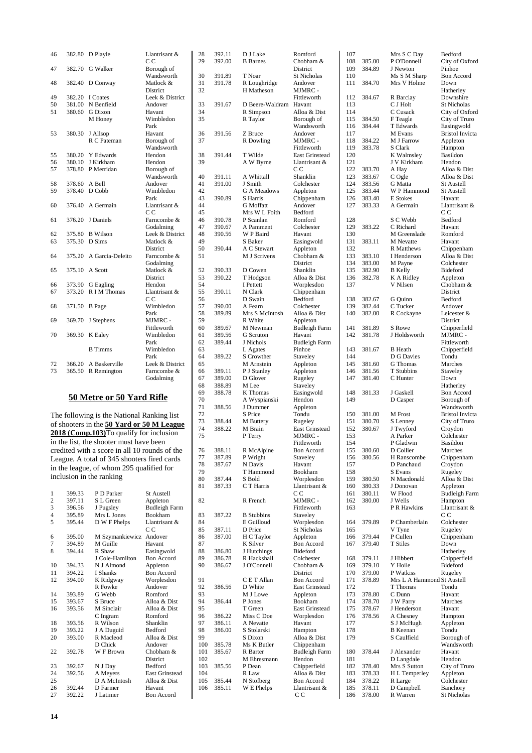| | | | |
|---|---|---|---|
| 46 | 382.80 | D Playle | Llantrisant & C C |
| 47 | 382.70 | G Walker | Borough of Wandsworth |
| 48 | 382.40 | D Conway | Matlock & District |
| 49 | 382.20 | I Coates | Leek & District |
| 50 | 381.00 | N Benfield | Andover |
| 51 | 380.60 | G Dixon | Havant |
| | | M Honey | Wimbledon Park |
| 53 | 380.30 | J Allsop | Havant |
| | | R C Pateman | Borough of Wandsworth |
| 55 | 380.20 | Y Edwards | Hendon |
| 56 | 380.10 | J Kirkham | Hendon |
| 57 | 378.80 | P Merridan | Borough of Wandsworth |
| 58 | 378.60 | A Bell | Andover |
| 59 | 378.40 | D Cobb | Wimbledon Park |
| 60 | 376.40 | A Germain | Llantrisant & C C |
| 61 | 376.20 | J Daniels | Farncombe & Godalming |
| 62 | 375.80 | B Wilson | Leek & District |
| 63 | 375.30 | D Sims | Matlock & District |
| 64 | 375.20 | A Garcia-Deleito | Farncombe & Godalming |
| 65 | 375.10 | A Scott | Matlock & District |
| 66 | 373.90 | G Eagling | Hendon |
| 67 | 373.20 | R I M Thomas | Llantrisant & C C |
| 68 | 371.50 | B Page | Wimbledon Park |
| 69 | 369.70 | J Stephens | MJMRC - Fittleworth |
| 70 | 369.30 | K Ealey | Wimbledon Park |
| | | B Timms | Wimbledon Park |
| 72 | 366.20 | A Baskerville | Leek & District |
| 73 | 365.50 | R Remington | Farncombe & Godalming |

## 50 Metre or 50 Yard Rifle

The following is the National Ranking list of shooters in the **50 Yard or 50 M League 2018 (Comp.103)** To qualify for inclusion in the list, the shooter must have been credited with a score in all 10 rounds of the League. A total of 345 shooters fired cards in the league, of whom 295 qualified for inclusion in the ranking

| | | | |
|---|---|---|---|
| 1 | 399.33 | P D Parker | St Austell |
| 2 | 397.11 | S L Green | Appleton |
| 3 | 396.56 | J Pugsley | Budleigh Farm |
| 4 | 395.89 | Mrs L Jones | Bookham |
| 5 | 395.44 | D W F Phelps | Llantrisant & C C |
| 6 | 395.00 | M Szymankiewicz | Andover |
| 7 | 394.89 | M Guille | Havant |
| 8 | 394.44 | R Shaw | Easingwold |
| | | J Cole-Hamilton | Bon Accord |
| 10 | 394.33 | N J Almond | Appleton |
| 11 | 394.22 | I Shanks | Bon Accord |
| 12 | 394.00 | K Ridgway | Worplesdon |
| | | R Fowke | Andover |
| 14 | 393.89 | G Webb | Romford |
| 15 | 393.67 | S Bruce | Alloa & Dist |
| 16 | 393.56 | M Sinclair | Alloa & Dist |
| | | C Ingram | Romford |
| 18 | 393.56 | R Wilson | Shanklin |
| 19 | 393.22 | J A Duguid | Bedford |
| 20 | 393.00 | R Macleod | Alloa & Dist |
| | | D Chick | Andover |
| 22 | 392.78 | W F Brown | Chobham & District |
| 23 | 392.67 | N J Day | Bedford |
| 24 | 392.56 | A Meyers | East Grinstead |
| 25 | | D A McIntosh | Alloa & Dist |
| 26 | 392.44 | D Farmer | Havant |
| 27 | 392.22 | J Latimer | Bon Accord |
| 28 | 392.11 | D J Lake | Romford |
| 29 | 392.00 | B Barnes | Chobham & District |
| 30 | 391.89 | T Noar | St Nicholas |
| 31 | 391.78 | R Loughridge | Andover |
| 32 | | H Matheson | MJMRC - Fittleworth |
| 33 | 391.67 | D Beere-Waldram | Havant |
| 34 | | R Simpson | Alloa & Dist |
| 35 | | R Taylor | Borough of Wandsworth |
| 36 | 391.56 | Z Bruce | Andover |
| 37 | | R Dowling | MJMRC - Fittleworth |
| 38 | 391.44 | T Wilde | East Grinstead |
| 39 | | A W Byrne | Llantrisant & C C |
| 40 | 391.11 | A Whittall | Shanklin |
| 41 | 391.00 | J Smith | Colchester |
| 42 | | G A Meadows | Appleton |
| 43 | 390.89 | S Harris | Chippenham |
| 44 | | G Moffatt | Andover |
| 45 | | Mrs W L Foith | Bedford |
| 46 | 390.78 | P Scanlan | Romford |
| 47 | 390.67 | A Pamment | Colchester |
| 48 | 390.56 | W P Baird | Havant |
| 49 | | S Baker | Easingwold |
| 50 | 390.44 | A C Stewart | Appleton |
| 51 | | M J Scrivens | Chobham & District |
| 52 | 390.33 | D Cowen | Shanklin |
| 53 | 390.22 | T Hodgson | Alloa & Dist |
| 54 | | I Pettett | Worplesdon |
| 55 | 390.11 | N Clark | Chippenham |
| 56 | | D Swain | Bedford |
| 57 | 390.00 | A Fearn | Colchester |
| 58 | 389.89 | Mrs S McIntosh | Alloa & Dist |
| 59 | | R White | Appleton |
| 60 | 389.67 | M Newman | Budleigh Farm |
| 61 | 389.56 | G Scruton | Havant |
| 62 | 389.44 | J Nichols | Budleigh Farm |
| 63 | | L Agates | Pinhoe |
| 64 | 389.22 | S Crowther | Staveley |
| 65 | | M Arnstein | Appleton |
| 66 | 389.11 | P J Stanley | Appleton |
| 67 | 389.00 | D Glover | Rugeley |
| 68 | 388.89 | M Lee | Staveley |
| 69 | 388.78 | K Thomas | Easingwold |
| 70 | | A Wyspianski | Hendon |
| 71 | 388.56 | J Dummer | Appleton |
| 72 | | S Price | Tondu |
| 73 | 388.44 | M Buttery | Rugeley |
| 74 | 388.22 | M Brain | East Grinstead |
| 75 | | P Terry | MJMRC - Fittleworth |
| 76 | 388.11 | R McAlpine | Bon Accord |
| 77 | 387.89 | P Wright | Staveley |
| 78 | 387.67 | N Davis | Havant |
| 79 | | T Hammond | Bookham |
| 80 | 387.44 | S Bold | Worplesdon |
| 81 | 387.33 | C T Harris | Llantrisant & C C |
| 82 | | R French | MJMRC - Fittleworth |
| 83 | 387.22 | B Stubbins | Staveley |
| 84 | | E Guilloud | Worplesdon |
| 85 | 387.11 | D Price | St Nicholas |
| 86 | 387.00 | H C Taylor | Appleton |
| 87 | | K Silver | Bon Accord |
| 88 | 386.80 | J Hutchings | Bideford |
| 89 | 386.78 | R Hackshall | Colchester |
| 90 | 386.67 | J O'Connell | Chobham & District |
| 91 | | C E T Allan | Bon Accord |
| 92 | 386.56 | D White | East Grinstead |
| 93 | | M J Lowe | Appleton |
| 94 | 386.44 | P Jones | Bookham |
| 95 | | T Green | East Grinstead |
| 96 | 386.22 | Miss C Doe | Worplesdon |
| 97 | 386.11 | A Nevatte | Havant |
| 98 | 386.00 | S Stolarski | Hampton |
| 99 | | S Dixon | Alloa & Dist |
| 100 | 385.78 | Ms K Butler | Chippenham |
| 101 | 385.67 | R Barter | Budleigh Farm |
| 102 | | M Ehresmann | Hendon |
| 103 | 385.56 | P Dean | Chipperfield |
| 104 | | R Law | Alloa & Dist |
| 105 | 385.44 | N Stofberg | Bon Accord |
| 106 | 385.11 | W E Phelps | Llantrisant & C C |
| 107 | | Mrs S C Day | Bedford |
| 108 | 385.00 | P O'Donnell | City of Oxford |
| 109 | 384.89 | J Newton | Pinhoe |
| 110 | | Ms S M Sharp | Bon Accord |
| 111 | 384.70 | Mrs V Holme | Down Hatherley |
| 112 | 384.67 | R Barclay | Downshire |
| 113 | | C J Holt | St Nicholas |
| 114 | | C Cusack | City of Oxford |
| 115 | 384.50 | F Teagle | City of Truro |
| 116 | 384.44 | T Edwards | Easingwold |
| 117 | | M Evans | Bristol Invicta |
| 118 | 384.22 | M J Farrow | Appleton |
| 119 | 383.78 | S Clark | Hampton |
| 120 | | K Walmsley | Basildon |
| 121 | | J V Kirkham | Hendon |
| 122 | 383.70 | A Hay | Alloa & Dist |
| 123 | 383.67 | C Ogle | Alloa & Dist |
| 124 | 383.56 | G Matta | St Austell |
| 125 | 383.44 | W P Hammond | St Austell |
| 126 | 383.40 | E Stokes | Havant |
| 127 | 383.33 | A Germain | Llantrisant & C C |
| 128 | | S C Webb | Bedford |
| 129 | 383.22 | C Richard | Havant |
| 130 | | M Greenslade | Romford |
| 131 | 383.11 | M Nevatte | Havant |
| 132 | | R Matthews | Chippenham |
| 133 | 383.10 | I Henderson | Alloa & Dist |
| 134 | 383.00 | M Payne | Colchester |
| 135 | 382.90 | B Kelly | Bideford |
| 136 | 382.78 | K A Ridley | Appleton |
| 137 | | V Nilsen | Chobham & District |
| 138 | 382.67 | G Quinn | Bedford |
| 139 | 382.44 | C Tucker | Andover |
| 140 | 382.00 | R Cockayne | Leicester & District |
| 141 | 381.89 | S Rowe | Chipperfield |
| 142 | 381.78 | J Holdsworth | MJMRC - Fittleworth |
| 143 | 381.67 | B Heath | Chipperfield |
| 144 | | D G Davies | Tondu |
| 145 | 381.60 | G Thomas | Marches |
| 146 | 381.56 | T Stubbins | Staveley |
| 147 | 381.40 | C Hunter | Down Hatherley |
| 148 | 381.33 | J Gaskell | Bon Accord |
| 149 | | D Casper | Borough of Wandsworth |
| 150 | 381.00 | M Frost | Bristol Invicta |
| 151 | 380.70 | S Lenney | City of Truro |
| 152 | 380.67 | J Twyford | Croydon |
| 153 | | A Parker | Colchester |
| 154 | | P Gladwin | Basildon |
| 155 | 380.60 | D Collier | Marches |
| 156 | 380.56 | H Ranscombe | Chippenham |
| 157 | | D Panchaud | Croydon |
| 158 | | S Evans | Rugeley |
| 159 | 380.50 | N Macdonald | Alloa & Dist |
| 160 | 380.33 | J Donovan | Appleton |
| 161 | 380.11 | W Flood | Budleigh Farm |
| 162 | 380.00 | J Wells | Hampton |
| 163 | | P R Hawkins | Llantrisant & C C |
| 164 | 379.89 | P Chamberlain | Colchester |
| 165 | | V Tyne | Rugeley |
| 166 | 379.44 | P Cullen | Chippenham |
| 167 | 379.40 | T Stiles | Down Hatherley |
| 168 | 379.11 | J Hibbert | Chipperfield |
| 169 | 379.10 | Y Hoile | Bideford |
| 170 | 379.00 | P Watkiss | Rugeley |
| 171 | 378.89 | Mrs L A Hammond | St Austell |
| 172 | | T Thomas | Tondu |
| 173 | 378.80 | C Dunn | Havant |
| 174 | 378.70 | J W Parry | Marches |
| 175 | 378.67 | J Henderson | Havant |
| 176 | 378.56 | A Chesney | Hampton |
| 177 | | S J McHugh | Appleton |
| 178 | | B Keenan | Tondu |
| 179 | | S Caulfield | Borough of Wandsworth |
| 180 | 378.44 | J Alexander | Havant |
| 181 | | D Langdale | Hendon |
| 182 | 378.40 | Mrs S Sutton | City of Truro |
| 183 | 378.33 | H L Temperley | Appleton |
| 184 | 378.22 | R Large | Colchester |
| 185 | 378.11 | D Campbell | Banchory |
| 186 | 378.00 | R Warren | St Nicholas |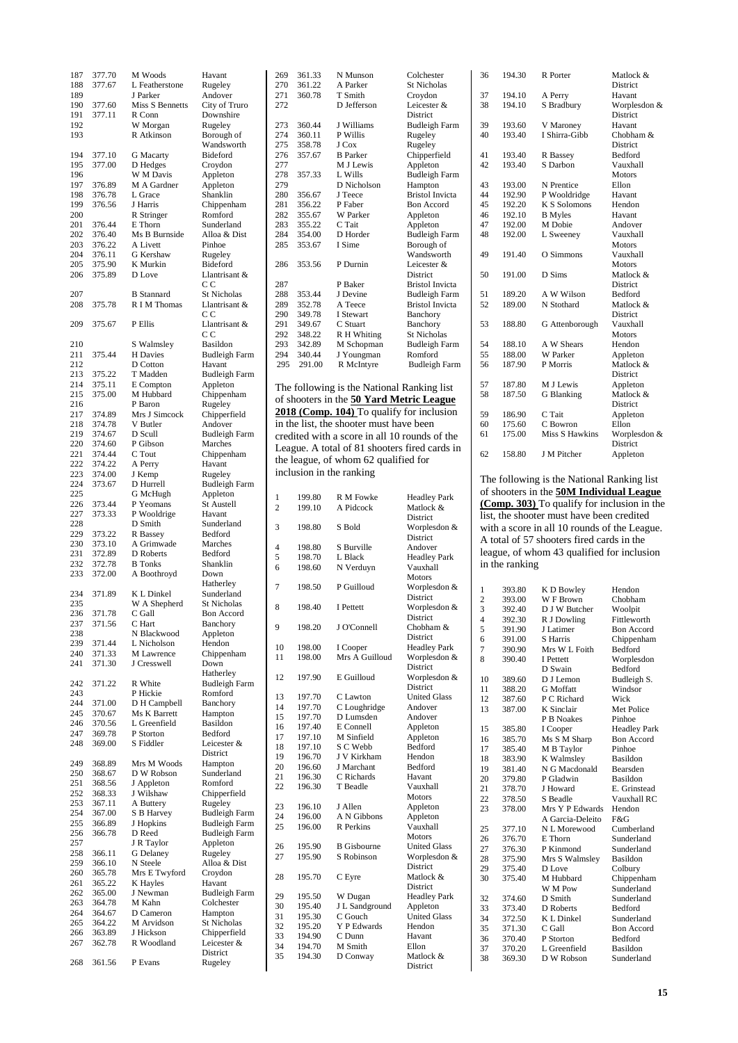| | | | |
|---|---|---|---|
| 187 | 377.70 | M Woods | Havant |
| 188 | 377.67 | L Featherstone | Rugeley |
| 189 | | J Parker | Andover |
| 190 | 377.60 | Miss S Bennetts | City of Truro |
| 191 | 377.11 | R Conn | Downshire |
| 192 | | W Morgan | Rugeley |
| 193 | | R Atkinson | Borough of Wandsworth |
| 194 | 377.10 | G Macarty | Bideford |
| 195 | 377.00 | D Hedges | Croydon |
| 196 | | W M Davis | Appleton |
| 197 | 376.89 | M A Gardner | Appleton |
| 198 | 376.78 | L Grace | Shanklin |
| 199 | 376.56 | J Harris | Chippenham |
| 200 | | R Stringer | Romford |
| 201 | 376.44 | E Thorn | Sunderland |
| 202 | 376.40 | Ms B Burnside | Alloa & Dist |
| 203 | 376.22 | A Livett | Pinhoe |
| 204 | 376.11 | G Kershaw | Rugeley |
| 205 | 375.90 | K Murkin | Bideford |
| 206 | 375.89 | D Love | Llantrisant & C C |
| 207 | | B Stannard | St Nicholas |
| 208 | 375.78 | R I M Thomas | Llantrisant & C C |
| 209 | 375.67 | P Ellis | Llantrisant & C C |
| 210 | | S Walmsley | Basildon |
| 211 | 375.44 | H Davies | Budleigh Farm |
| 212 | | D Cotton | Havant |
| 213 | 375.22 | T Madden | Budleigh Farm |
| 214 | 375.11 | E Compton | Appleton |
| 215 | 375.00 | M Hubbard | Chippenham |
| 216 | | P Baron | Rugeley |
| 217 | 374.89 | Mrs J Simcock | Chipperfield |
| 218 | 374.78 | V Butler | Andover |
| 219 | 374.67 | D Scull | Budleigh Farm |
| 220 | 374.60 | P Gibson | Marches |
| 221 | 374.44 | C Tout | Chippenham |
| 222 | 374.22 | A Perry | Havant |
| 223 | 374.00 | J Kemp | Rugeley |
| 224 | 373.67 | D Hurrell | Budleigh Farm |
| 225 | | G McHugh | Appleton |
| 226 | 373.44 | P Yeomans | St Austell |
| 227 | 373.33 | P Wooldridge | Havant |
| 228 | | D Smith | Sunderland |
| 229 | 373.22 | R Bassey | Bedford |
| 230 | 373.10 | A Grimwade | Marches |
| 231 | 372.89 | D Roberts | Bedford |
| 232 | 372.78 | B Tonks | Shanklin |
| 233 | 372.00 | A Boothroyd | Down Hatherley |
| 234 | 371.89 | K L Dinkel | Sunderland |
| 235 | | W A Shepherd | St Nicholas |
| 236 | 371.78 | C Gall | Bon Accord |
| 237 | 371.56 | C Hart | Banchory |
| 238 | | N Blackwood | Appleton |
| 239 | 371.44 | L Nicholson | Hendon |
| 240 | 371.33 | M Lawrence | Chippenham |
| 241 | 371.30 | J Cresswell | Down Hatherley |
| 242 | 371.22 | R White | Budleigh Farm |
| 243 | | P Hickie | Romford |
| 244 | 371.00 | D H Campbell | Banchory |
| 245 | 370.67 | Ms K Barrett | Hampton |
| 246 | 370.56 | L Greenfield | Basildon |
| 247 | 369.78 | P Storton | Bedford |
| 248 | 369.00 | S Fiddler | Leicester & District |
| 249 | 368.89 | Mrs M Woods | Hampton |
| 250 | 368.67 | D W Robson | Sunderland |
| 251 | 368.56 | J Appleton | Romford |
| 252 | 368.33 | J Wilshaw | Chipperfield |
| 253 | 367.11 | A Buttery | Rugeley |
| 254 | 367.00 | S B Harvey | Budleigh Farm |
| 255 | 366.89 | J Hopkins | Budleigh Farm |
| 256 | 366.78 | D Reed | Budleigh Farm |
| 257 | | J R Taylor | Appleton |
| 258 | 366.11 | G Delaney | Rugeley |
| 259 | 366.10 | N Steele | Alloa & Dist |
| 260 | 365.78 | Mrs E Twyford | Croydon |
| 261 | 365.22 | K Hayles | Havant |
| 262 | 365.00 | J Newman | Budleigh Farm |
| 263 | 364.78 | M Kahn | Colchester |
| 264 | 364.67 | D Cameron | Hampton |
| 265 | 364.22 | M Arvidson | St Nicholas |
| 266 | 363.89 | J Hickson | Chipperfield |
| 267 | 362.78 | R Woodland | Leicester & District |
| 268 | 361.56 | P Evans | Rugeley |
| 269 | 361.33 | N Munson | Colchester |
| 270 | 361.22 | A Parker | St Nicholas |
| 271 | 360.78 | T Smith | Croydon |
| 272 | | D Jefferson | Leicester & District |
| 273 | 360.44 | J Williams | Budleigh Farm |
| 274 | 360.11 | P Willis | Rugeley |
| 275 | 358.78 | J Cox | Rugeley |
| 276 | 357.67 | B Parker | Chipperfield |
| 277 | | M J Lewis | Appleton |
| 278 | 357.33 | L Wills | Budleigh Farm |
| 279 | | D Nicholson | Hampton |
| 280 | 356.67 | J Teece | Bristol Invicta |
| 281 | 356.22 | P Faber | Bon Accord |
| 282 | 355.67 | W Parker | Appleton |
| 283 | 355.22 | C Tait | Appleton |
| 284 | 354.00 | D Horder | Budleigh Farm |
| 285 | 353.67 | I Sime | Borough of Wandsworth |
| 286 | 353.56 | P Durnin | Leicester & District |
| 287 | | P Baker | Bristol Invicta |
| 288 | 353.44 | J Devine | Budleigh Farm |
| 289 | 352.78 | A Teece | Bristol Invicta |
| 290 | 349.78 | I Stewart | Banchory |
| 291 | 349.67 | C Stuart | Banchory |
| 292 | 348.22 | R H Whiting | St Nicholas |
| 293 | 342.89 | M Schopman | Budleigh Farm |
| 294 | 340.44 | J Youngman | Romford |
| 295 | 291.00 | R McIntyre | Budleigh Farm |

The following is the National Ranking list of shooters in the **50 Yard Metric League 2018 (Comp. 104)** To qualify for inclusion in the list, the shooter must have been credited with a score in all 10 rounds of the League. A total of 81 shooters fired cards in the league, of whom 62 qualified for inclusion in the ranking

| | | | |
|---|---|---|---|
| 1 | 199.80 | R M Fowke | Headley Park |
| 2 | 199.10 | A Pidcock | Matlock & District |
| 3 | 198.80 | S Bold | Worplesdon & District |
| 4 | 198.80 | S Burville | Andover |
| 5 | 198.70 | L Black | Headley Park |
| 6 | 198.60 | N Verduyn | Vauxhall Motors |
| 7 | 198.50 | P Guilloud | Worplesdon & District |
| 8 | 198.40 | I Pettett | Worplesdon & District |
| 9 | 198.20 | J O'Connell | Chobham & District |
| 10 | 198.00 | I Cooper | Headley Park |
| 11 | 198.00 | Mrs A Guilloud | Worplesdon & District |
| 12 | 197.90 | E Guilloud | Worplesdon & District |
| 13 | 197.70 | C Lawton | United Glass |
| 14 | 197.70 | C Loughridge | Andover |
| 15 | 197.70 | D Lumsden | Andover |
| 16 | 197.40 | E Connell | Appleton |
| 17 | 197.10 | M Sinfield | Appleton |
| 18 | 197.10 | S C Webb | Bedford |
| 19 | 196.70 | J V Kirkham | Hendon |
| 20 | 196.60 | J Marchant | Bedford |
| 21 | 196.30 | C Richards | Havant |
| 22 | 196.30 | T Beadle | Vauxhall Motors |
| 23 | 196.10 | J Allen | Appleton |
| 24 | 196.00 | A N Gibbons | Appleton |
| 25 | 196.00 | R Perkins | Vauxhall Motors |
| 26 | 195.90 | B Gisbourne | United Glass |
| 27 | 195.90 | S Robinson | Worplesdon & District |
| 28 | 195.70 | C Eyre | Matlock & District |
| 29 | 195.50 | W Dugan | Headley Park |
| 30 | 195.40 | J L Sandground | Appleton |
| 31 | 195.30 | C Gouch | United Glass |
| 32 | 195.20 | Y P Edwards | Hendon |
| 33 | 194.90 | C Dunn | Havant |
| 34 | 194.70 | M Smith | Ellon |
| 35 | 194.30 | D Conway | Matlock & District |
| 36 | 194.30 | R Porter | Matlock & District |
| 37 | 194.10 | A Perry | Havant |
| 38 | 194.10 | S Bradbury | Worplesdon & District |
| 39 | 193.60 | V Maroney | Havant |
| 40 | 193.40 | I Shirra-Gibb | Chobham & District |
| 41 | 193.40 | R Bassey | Bedford |
| 42 | 193.40 | S Darbon | Vauxhall Motors |
| 43 | 193.00 | N Prentice | Ellon |
| 44 | 192.90 | P Wooldridge | Havant |
| 45 | 192.20 | K S Solomons | Hendon |
| 46 | 192.10 | B Myles | Havant |
| 47 | 192.00 | M Dobie | Andover |
| 48 | 192.00 | L Sweeney | Vauxhall Motors |
| 49 | 191.40 | O Simmons | Vauxhall Motors |
| 50 | 191.00 | D Sims | Matlock & District |
| 51 | 189.20 | A W Wilson | Bedford |
| 52 | 189.00 | N Stothard | Matlock & District |
| 53 | 188.80 | G Attenborough | Vauxhall Motors |
| 54 | 188.10 | A W Shears | Hendon |
| 55 | 188.00 | W Parker | Appleton |
| 56 | 187.90 | P Morris | Matlock & District |
| 57 | 187.80 | M J Lewis | Appleton |
| 58 | 187.50 | G Blanking | Matlock & District |
| 59 | 186.90 | C Tait | Appleton |
| 60 | 175.60 | C Bowron | Ellon |
| 61 | 175.00 | Miss S Hawkins | Worplesdon & District |
| 62 | 158.80 | J M Pitcher | Appleton |

The following is the National Ranking list of shooters in the **50M Individual League (Comp. 303)** To qualify for inclusion in the list, the shooter must have been credited with a score in all 10 rounds of the League. A total of 57 shooters fired cards in the league, of whom 43 qualified for inclusion in the ranking

| | | | |
|---|---|---|---|
| 1 | 393.80 | K D Bowley | Hendon |
| 2 | 393.00 | W F Brown | Chobham |
| 3 | 392.40 | D J W Butcher | Woolpit |
| 4 | 392.30 | R J Dowling | Fittleworth |
| 5 | 391.90 | J Latimer | Bon Accord |
| 6 | 391.00 | S Harris | Chippenham |
| 7 | 390.90 | Mrs W L Foith | Bedford |
| 8 | 390.40 | I Pettett | Worplesdon |
| | | D Swain | Bedford |
| 10 | 389.60 | D J Lemon | Budleigh S. |
| 11 | 388.20 | G Moffatt | Windsor |
| 12 | 387.60 | P C Richard | Wick |
| 13 | 387.00 | K Sinclair | Met Police |
| | | P B Noakes | Pinhoe |
| 15 | 385.80 | I Cooper | Headley Park |
| 16 | 385.70 | Ms S M Sharp | Bon Accord |
| 17 | 385.40 | M B Taylor | Pinhoe |
| 18 | 383.90 | K Walmsley | Basildon |
| 19 | 381.40 | N G Macdonald | Bearsden |
| 20 | 379.80 | P Gladwin | Basildon |
| 21 | 378.70 | J Howard | E. Grinstead |
| 22 | 378.50 | S Beadle | Vauxhall RC |
| 23 | 378.00 | Mrs Y P Edwards | Hendon |
| | | A Garcia-Deleito | F&G |
| 25 | 377.10 | N L Morewood | Cumberland |
| 26 | 376.70 | E Thorn | Sunderland |
| 27 | 376.30 | P Kinmond | Sunderland |
| 28 | 375.90 | Mrs S Walmsley | Basildon |
| 29 | 375.40 | D Love | Colbury |
| 30 | 375.40 | M Hubbard | Chippenham |
| | | W M Pow | Sunderland |
| 32 | 374.60 | D Smith | Sunderland |
| 33 | 373.40 | D Roberts | Bedford |
| 34 | 372.50 | K L Dinkel | Sunderland |
| 35 | 371.30 | C Gall | Bon Accord |
| 36 | 370.40 | P Storton | Bedford |
| 37 | 370.20 | L Greenfield | Basildon |
| 38 | 369.30 | D W Robson | Sunderland |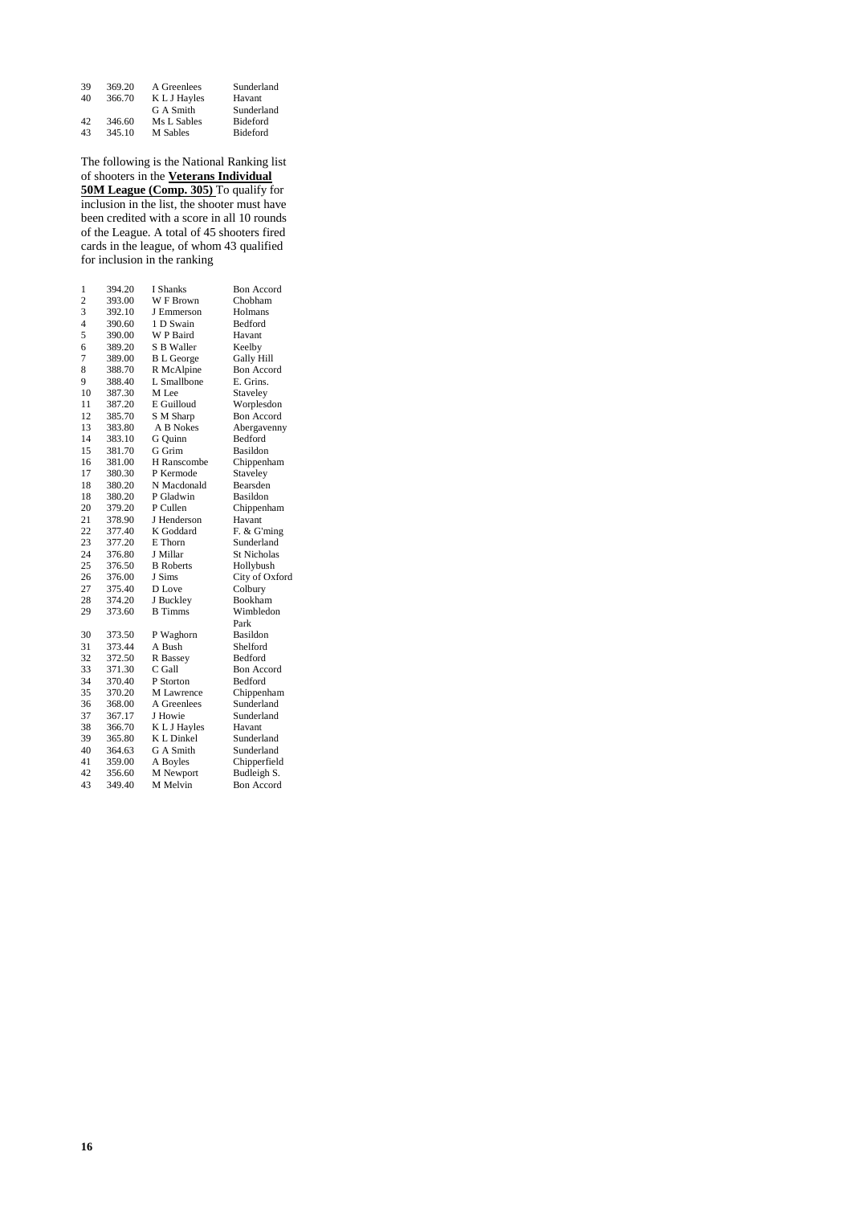| | | | |
|---|---|---|---|
| 39 | 369.20 | A Greenlees | Sunderland |
| 40 | 366.70 | K L J Hayles | Havant |
| | | G A Smith | Sunderland |
| 42 | 346.60 | Ms L Sables | Bideford |
| 43 | 345.10 | M Sables | Bideford |

The following is the National Ranking list of shooters in the **Veterans Individual 50M League (Comp. 305)** To qualify for inclusion in the list, the shooter must have been credited with a score in all 10 rounds of the League. A total of 45 shooters fired cards in the league, of whom 43 qualified for inclusion in the ranking

| | | | |
|---|---|---|---|
| 1 | 394.20 | I Shanks | Bon Accord |
| 2 | 393.00 | W F Brown | Chobham |
| 3 | 392.10 | J Emmerson | Holmans |
| 4 | 390.60 | 1 D Swain | Bedford |
| 5 | 390.00 | W P Baird | Havant |
| 6 | 389.20 | S B Waller | Keelby |
| 7 | 389.00 | B L George | Gally Hill |
| 8 | 388.70 | R McAlpine | Bon Accord |
| 9 | 388.40 | L Smallbone | E. Grins. |
| 10 | 387.30 | M Lee | Staveley |
| 11 | 387.20 | E Guilloud | Worplesdon |
| 12 | 385.70 | S M Sharp | Bon Accord |
| 13 | 383.80 | A B Nokes | Abergavenny |
| 14 | 383.10 | G Quinn | Bedford |
| 15 | 381.70 | G Grim | Basildon |
| 16 | 381.00 | H Ranscombe | Chippenham |
| 17 | 380.30 | P Kermode | Staveley |
| 18 | 380.20 | N Macdonald | Bearsden |
| 18 | 380.20 | P Gladwin | Basildon |
| 20 | 379.20 | P Cullen | Chippenham |
| 21 | 378.90 | J Henderson | Havant |
| 22 | 377.40 | K Goddard | F. & G'ming |
| 23 | 377.20 | E Thorn | Sunderland |
| 24 | 376.80 | J Millar | St Nicholas |
| 25 | 376.50 | B Roberts | Hollybush |
| 26 | 376.00 | J Sims | City of Oxford |
| 27 | 375.40 | D Love | Colbury |
| 28 | 374.20 | J Buckley | Bookham |
| 29 | 373.60 | B Timms | Wimbledon Park |
| 30 | 373.50 | P Waghorn | Basildon |
| 31 | 373.44 | A Bush | Shelford |
| 32 | 372.50 | R Bassey | Bedford |
| 33 | 371.30 | C Gall | Bon Accord |
| 34 | 370.40 | P Storton | Bedford |
| 35 | 370.20 | M Lawrence | Chippenham |
| 36 | 368.00 | A Greenlees | Sunderland |
| 37 | 367.17 | J Howie | Sunderland |
| 38 | 366.70 | K L J Hayles | Havant |
| 39 | 365.80 | K L Dinkel | Sunderland |
| 40 | 364.63 | G A Smith | Sunderland |
| 41 | 359.00 | A Boyles | Chipperfield |
| 42 | 356.60 | M Newport | Budleigh S. |
| 43 | 349.40 | M Melvin | Bon Accord |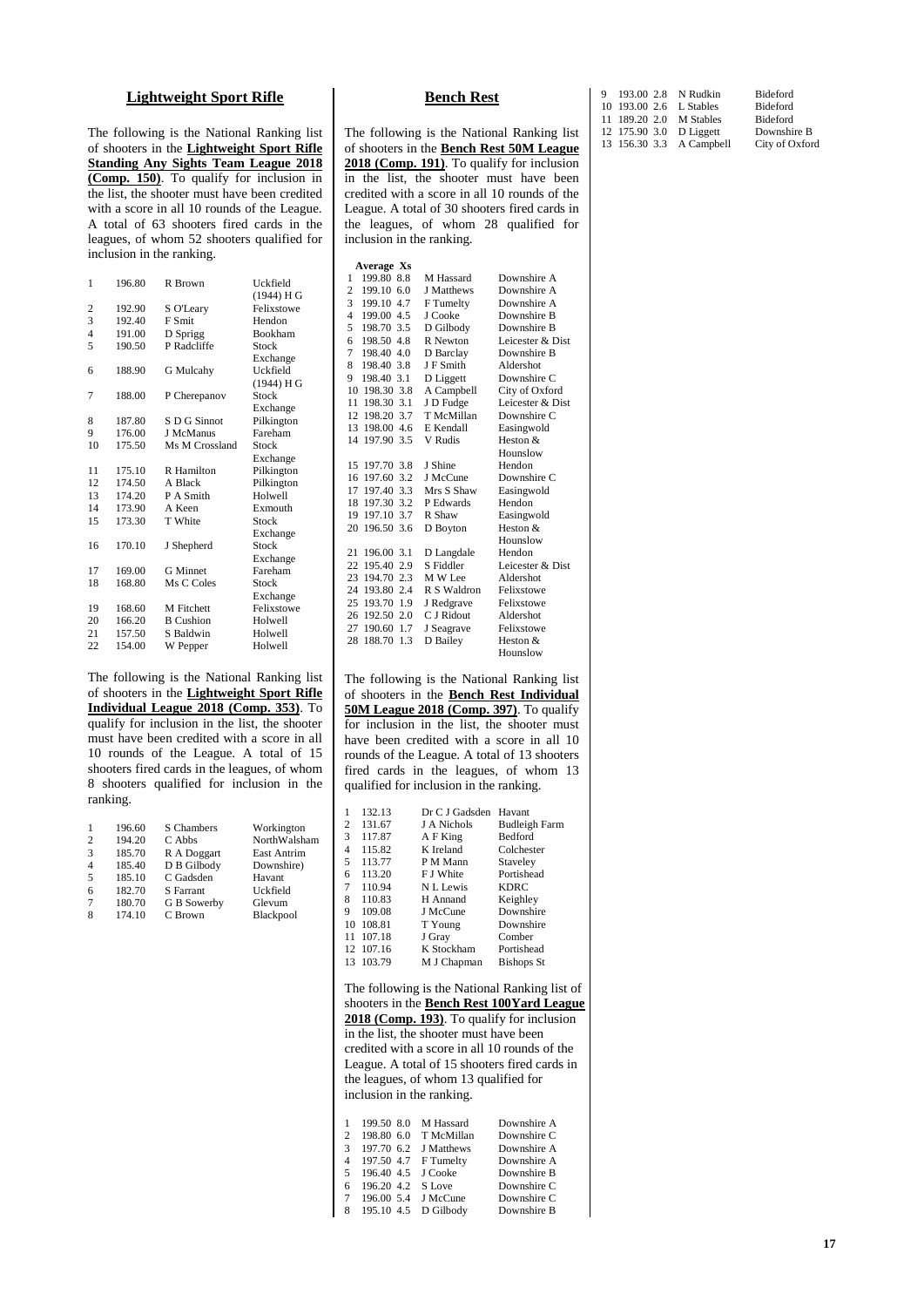## Lightweight Sport Rifle

The following is the National Ranking list of shooters in the **Lightweight Sport Rifle Standing Any Sights Team League 2018 (Comp. 150)**. To qualify for inclusion in the list, the shooter must have been credited with a score in all 10 rounds of the League. A total of 63 shooters fired cards in the leagues, of whom 52 shooters qualified for inclusion in the ranking.

| | | | |
|---|---|---|---|
| 1 | 196.80 | R Brown | Uckfield (1944) H G |
| 2 | 192.90 | S O'Leary | Felixstowe |
| 3 | 192.40 | F Smit | Hendon |
| 4 | 191.00 | D Sprigg | Bookham |
| 5 | 190.50 | P Radcliffe | Stock Exchange |
| 6 | 188.90 | G Mulcahy | Uckfield (1944) H G |
| 7 | 188.00 | P Cherepanov | Stock Exchange |
| 8 | 187.80 | S D G Sinnot | Pilkington |
| 9 | 176.00 | J McManus | Fareham |
| 10 | 175.50 | Ms M Crossland | Stock Exchange |
| 11 | 175.10 | R Hamilton | Pilkington |
| 12 | 174.50 | A Black | Pilkington |
| 13 | 174.20 | P A Smith | Holwell |
| 14 | 173.90 | A Keen | Exmouth |
| 15 | 173.30 | T White | Stock Exchange |
| 16 | 170.10 | J Shepherd | Stock Exchange |
| 17 | 169.00 | G Minnet | Fareham |
| 18 | 168.80 | Ms C Coles | Stock Exchange |
| 19 | 168.60 | M Fitchett | Felixstowe |
| 20 | 166.20 | B Cushion | Holwell |
| 21 | 157.50 | S Baldwin | Holwell |
| 22 | 154.00 | W Pepper | Holwell |

The following is the National Ranking list of shooters in the **Lightweight Sport Rifle Individual League 2018 (Comp. 353)**. To qualify for inclusion in the list, the shooter must have been credited with a score in all 10 rounds of the League. A total of 15 shooters fired cards in the leagues, of whom 8 shooters qualified for inclusion in the ranking.

| | | | |
|---|---|---|---|
| 1 | 196.60 | S Chambers | Workington |
| 2 | 194.20 | C Abbs | NorthWalsham |
| 3 | 185.70 | R A Doggart | East Antrim |
| 4 | 185.40 | D B Gilbody | Downshire) |
| 5 | 185.10 | C Gadsden | Havant |
| 6 | 182.70 | S Farrant | Uckfield |
| 7 | 180.70 | G B Sowerby | Glevum |
| 8 | 174.10 | C Brown | Blackpool |

## Bench Rest

The following is the National Ranking list of shooters in the **Bench Rest 50M League 2018 (Comp. 191)**. To qualify for inclusion in the list, the shooter must have been credited with a score in all 10 rounds of the League. A total of 30 shooters fired cards in the leagues, of whom 28 qualified for inclusion in the ranking.

| | Average | Xs | | |
|---|---|---|---|---|
| 1 | 199.80 | 8.8 | M Hassard | Downshire A |
| 2 | 199.10 | 6.0 | J Matthews | Downshire A |
| 3 | 199.10 | 4.7 | F Tumelty | Downshire A |
| 4 | 199.00 | 4.5 | J Cooke | Downshire B |
| 5 | 198.70 | 3.5 | D Gilbody | Downshire B |
| 6 | 198.50 | 4.8 | R Newton | Leicester & Dist |
| 7 | 198.40 | 4.0 | D Barclay | Downshire B |
| 8 | 198.40 | 3.8 | J F Smith | Aldershot |
| 9 | 198.40 | 3.1 | D Liggett | Downshire C |
| 10 | 198.30 | 3.8 | A Campbell | City of Oxford |
| 11 | 198.30 | 3.1 | J D Fudge | Leicester & Dist |
| 12 | 198.20 | 3.7 | T McMillan | Downshire C |
| 13 | 198.00 | 4.6 | E Kendall | Easingwold |
| 14 | 197.90 | 3.5 | V Rudis | Heston & Hounslow |
| 15 | 197.70 | 3.8 | J Shine | Hendon |
| 16 | 197.60 | 3.2 | J McCune | Downshire C |
| 17 | 197.40 | 3.3 | Mrs S Shaw | Easingwold |
| 18 | 197.30 | 3.2 | P Edwards | Hendon |
| 19 | 197.10 | 3.7 | R Shaw | Easingwold |
| 20 | 196.50 | 3.6 | D Boyton | Heston & Hounslow |
| 21 | 196.00 | 3.1 | D Langdale | Hendon |
| 22 | 195.40 | 2.9 | S Fiddler | Leicester & Dist |
| 23 | 194.70 | 2.3 | M W Lee | Aldershot |
| 24 | 193.80 | 2.4 | R S Waldron | Felixstowe |
| 25 | 193.70 | 1.9 | J Redgrave | Felixstowe |
| 26 | 192.50 | 2.0 | C J Ridout | Aldershot |
| 27 | 190.60 | 1.7 | J Seagrave | Felixstowe |
| 28 | 188.70 | 1.3 | D Bailey | Heston & Hounslow |

The following is the National Ranking list of shooters in the **Bench Rest Individual 50M League 2018 (Comp. 397)**. To qualify for inclusion in the list, the shooter must have been credited with a score in all 10 rounds of the League. A total of 13 shooters fired cards in the leagues, of whom 13 qualified for inclusion in the ranking.

| | | | |
|---|---|---|---|
| 1 | 132.13 | Dr C J Gadsden | Havant |
| 2 | 131.67 | J A Nichols | Budleigh Farm |
| 3 | 117.87 | A F King | Bedford |
| 4 | 115.82 | K Ireland | Colchester |
| 5 | 113.77 | P M Mann | Staveley |
| 6 | 113.20 | F J White | Portishead |
| 7 | 110.94 | N L Lewis | KDRC |
| 8 | 110.83 | H Annand | Keighley |
| 9 | 109.08 | J McCune | Downshire |
| 10 | 108.81 | T Young | Downshire |
| 11 | 107.18 | J Gray | Comber |
| 12 | 107.16 | K Stockham | Portishead |
| 13 | 103.79 | M J Chapman | Bishops St |

The following is the National Ranking list of shooters in the **Bench Rest 100Yard League 2018 (Comp. 193)**. To qualify for inclusion in the list, the shooter must have been credited with a score in all 10 rounds of the League. A total of 15 shooters fired cards in the leagues, of whom 13 qualified for inclusion in the ranking.

| | | | | |
|---|---|---|---|---|
| 1 | 199.50 | 8.0 | M Hassard | Downshire A |
| 2 | 198.80 | 6.0 | T McMillan | Downshire C |
| 3 | 197.70 | 6.2 | J Matthews | Downshire A |
| 4 | 197.50 | 4.7 | F Tumelty | Downshire A |
| 5 | 196.40 | 4.5 | J Cooke | Downshire B |
| 6 | 196.20 | 4.2 | S Love | Downshire C |
| 7 | 196.00 | 5.4 | J McCune | Downshire C |
| 8 | 195.10 | 4.5 | D Gilbody | Downshire B |
| 9 | 193.00 | 2.8 | N Rudkin | Bideford |
| 10 | 193.00 | 2.6 | L Stables | Bideford |
| 11 | 189.20 | 2.0 | M Stables | Bideford |
| 12 | 175.90 | 3.0 | D Liggett | Downshire B |
| 13 | 156.30 | 3.3 | A Campbell | City of Oxford |